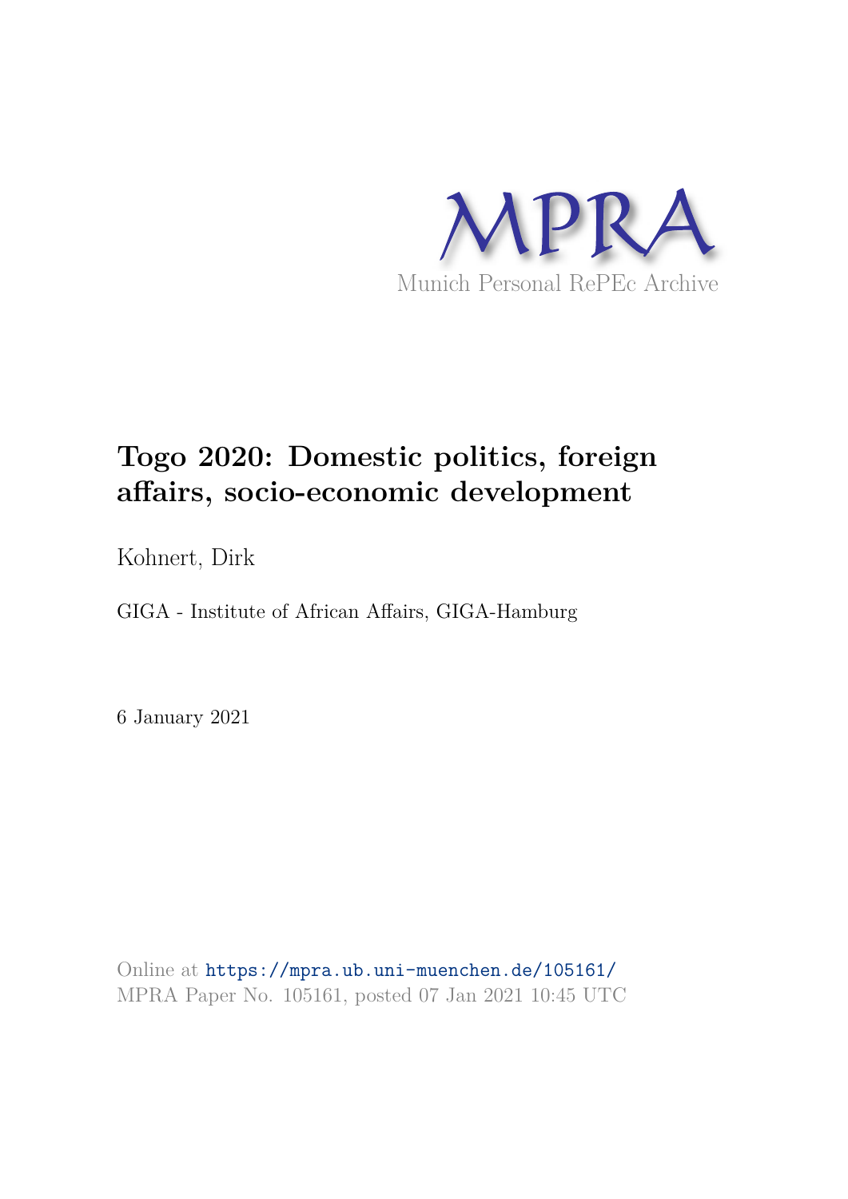MPRA

Munich Personal RePEc Archive

# Togo 2020: Domestic politics, foreign affairs, socio-economic development

Kohnert, Dirk

GIGA - Institute of African Affairs, GIGA-Hamburg

6 January 2021

Online at https://mpra.ub.uni-muenchen.de/105161/
MPRA Paper No. 105161, posted 07 Jan 2021 10:45 UTC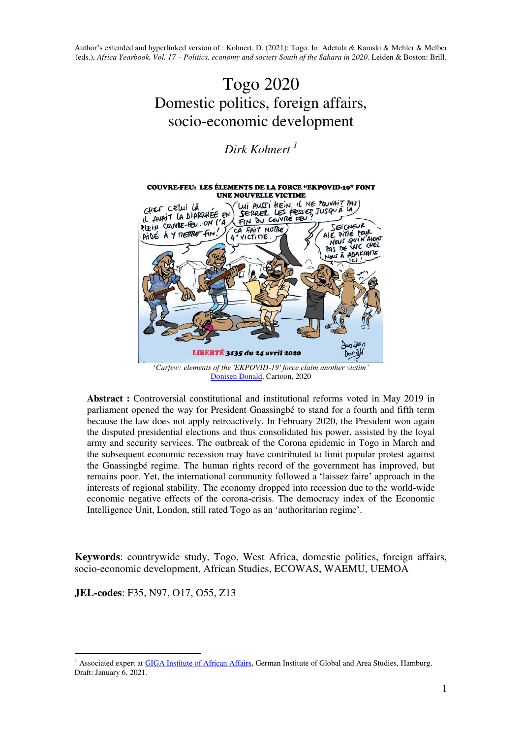Author's extended and hyperlinked version of : Kohnert, D. (2021): Togo. In: Adetula & Kamski & Mehler & Melber (eds.), *Africa Yearbook. Vol. 17 – Politics, economy and society South of the Sahara in 2020.* Leiden & Boston: Brill.

# Togo 2020
## Domestic politics, foreign affairs, socio-economic development

*Dirk Kohnert* [1]

'*Curfew: elements of the 'EKPOVID-19' force claim another victim*'
Donisen Donald, Cartoon, 2020

**Abstract :** Controversial constitutional and institutional reforms voted in May 2019 in parliament opened the way for President Gnassingbé to stand for a fourth and fifth term because the law does not apply retroactively. In February 2020, the President won again the disputed presidential elections and thus consolidated his power, assisted by the loyal army and security services. The outbreak of the Corona epidemic in Togo in March and the subsequent economic recession may have contributed to limit popular protest against the Gnassingbé regime. The human rights record of the government has improved, but remains poor. Yet, the international community followed a 'laissez faire' approach in the interests of regional stability. The economy dropped into recession due to the world-wide economic negative effects of the corona-crisis. The democracy index of the Economic Intelligence Unit, London, still rated Togo as an 'authoritarian regime'.

**Keywords**: countrywide study, Togo, West Africa, domestic politics, foreign affairs, socio-economic development, African Studies, ECOWAS, WAEMU, UEMOA

**JEL-codes**: F35, N97, O17, O55, Z13

[1] Associated expert at GIGA Institute of African Affairs, German Institute of Global and Area Studies, Hamburg. Draft: January 6, 2021.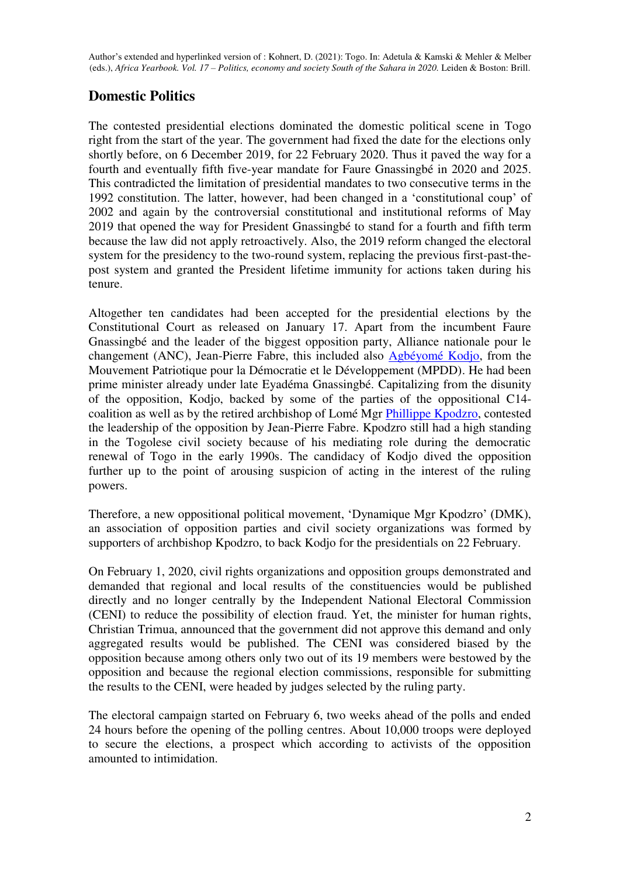## Domestic Politics

The contested presidential elections dominated the domestic political scene in Togo right from the start of the year. The government had fixed the date for the elections only shortly before, on 6 December 2019, for 22 February 2020. Thus it paved the way for a fourth and eventually fifth five-year mandate for Faure Gnassingbé in 2020 and 2025. This contradicted the limitation of presidential mandates to two consecutive terms in the 1992 constitution. The latter, however, had been changed in a 'constitutional coup' of 2002 and again by the controversial constitutional and institutional reforms of May 2019 that opened the way for President Gnassingbé to stand for a fourth and fifth term because the law did not apply retroactively. Also, the 2019 reform changed the electoral system for the presidency to the two-round system, replacing the previous first-past-the-post system and granted the President lifetime immunity for actions taken during his tenure.

Altogether ten candidates had been accepted for the presidential elections by the Constitutional Court as released on January 17. Apart from the incumbent Faure Gnassingbé and the leader of the biggest opposition party, Alliance nationale pour le changement (ANC), Jean-Pierre Fabre, this included also Agbéyomé Kodjo, from the Mouvement Patriotique pour la Démocratie et le Développement (MPDD). He had been prime minister already under late Eyadéma Gnassingbé. Capitalizing from the disunity of the opposition, Kodjo, backed by some of the parties of the oppositional C14-coalition as well as by the retired archbishop of Lomé Mgr Phillippe Kpodzro, contested the leadership of the opposition by Jean-Pierre Fabre. Kpodzro still had a high standing in the Togolese civil society because of his mediating role during the democratic renewal of Togo in the early 1990s. The candidacy of Kodjo dived the opposition further up to the point of arousing suspicion of acting in the interest of the ruling powers.

Therefore, a new oppositional political movement, 'Dynamique Mgr Kpodzro' (DMK), an association of opposition parties and civil society organizations was formed by supporters of archbishop Kpodzro, to back Kodjo for the presidentials on 22 February.

On February 1, 2020, civil rights organizations and opposition groups demonstrated and demanded that regional and local results of the constituencies would be published directly and no longer centrally by the Independent National Electoral Commission (CENI) to reduce the possibility of election fraud. Yet, the minister for human rights, Christian Trimua, announced that the government did not approve this demand and only aggregated results would be published. The CENI was considered biased by the opposition because among others only two out of its 19 members were bestowed by the opposition and because the regional election commissions, responsible for submitting the results to the CENI, were headed by judges selected by the ruling party.

The electoral campaign started on February 6, two weeks ahead of the polls and ended 24 hours before the opening of the polling centres. About 10,000 troops were deployed to secure the elections, a prospect which according to activists of the opposition amounted to intimidation.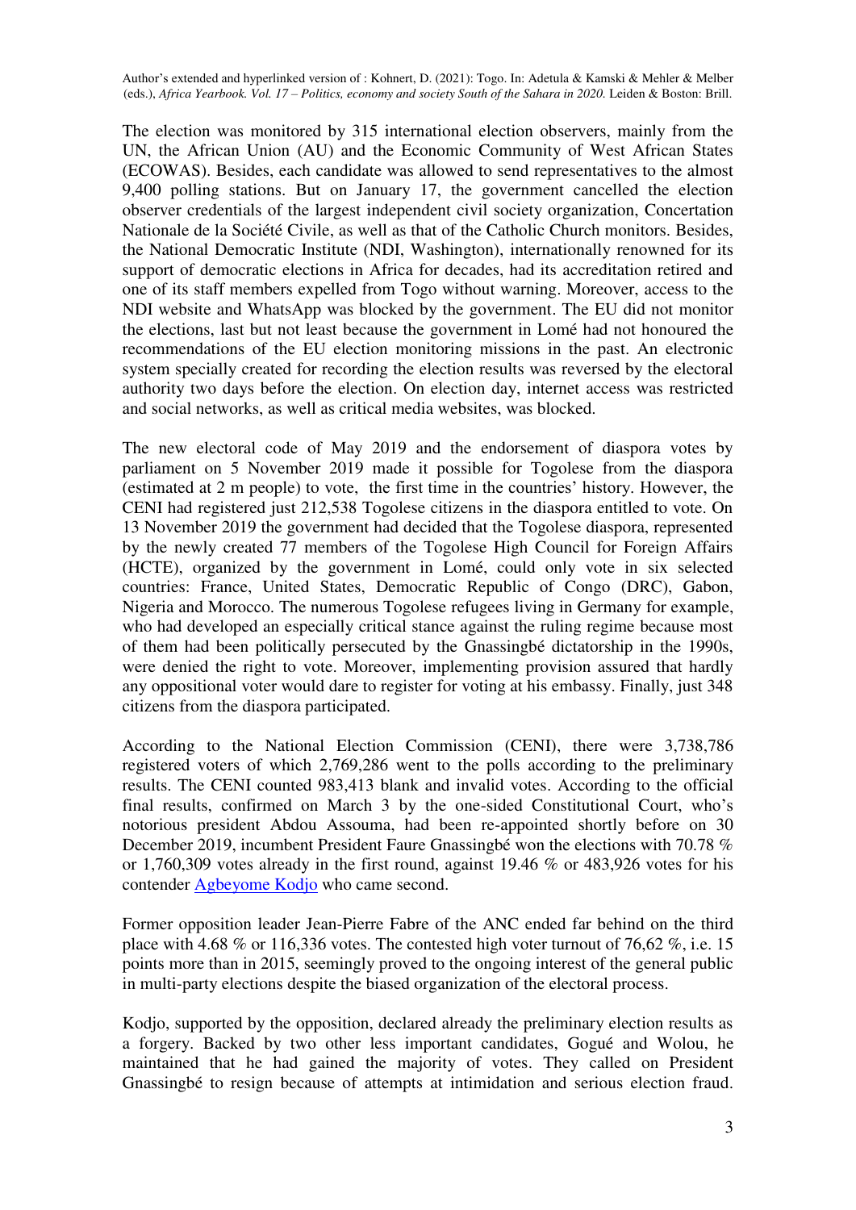The election was monitored by 315 international election observers, mainly from the UN, the African Union (AU) and the Economic Community of West African States (ECOWAS). Besides, each candidate was allowed to send representatives to the almost 9,400 polling stations. But on January 17, the government cancelled the election observer credentials of the largest independent civil society organization, Concertation Nationale de la Société Civile, as well as that of the Catholic Church monitors. Besides, the National Democratic Institute (NDI, Washington), internationally renowned for its support of democratic elections in Africa for decades, had its accreditation retired and one of its staff members expelled from Togo without warning. Moreover, access to the NDI website and WhatsApp was blocked by the government. The EU did not monitor the elections, last but not least because the government in Lomé had not honoured the recommendations of the EU election monitoring missions in the past. An electronic system specially created for recording the election results was reversed by the electoral authority two days before the election. On election day, internet access was restricted and social networks, as well as critical media websites, was blocked.

The new electoral code of May 2019 and the endorsement of diaspora votes by parliament on 5 November 2019 made it possible for Togolese from the diaspora (estimated at 2 m people) to vote, the first time in the countries' history. However, the CENI had registered just 212,538 Togolese citizens in the diaspora entitled to vote. On 13 November 2019 the government had decided that the Togolese diaspora, represented by the newly created 77 members of the Togolese High Council for Foreign Affairs (HCTE), organized by the government in Lomé, could only vote in six selected countries: France, United States, Democratic Republic of Congo (DRC), Gabon, Nigeria and Morocco. The numerous Togolese refugees living in Germany for example, who had developed an especially critical stance against the ruling regime because most of them had been politically persecuted by the Gnassingbé dictatorship in the 1990s, were denied the right to vote. Moreover, implementing provision assured that hardly any oppositional voter would dare to register for voting at his embassy. Finally, just 348 citizens from the diaspora participated.

According to the National Election Commission (CENI), there were 3,738,786 registered voters of which 2,769,286 went to the polls according to the preliminary results. The CENI counted 983,413 blank and invalid votes. According to the official final results, confirmed on March 3 by the one-sided Constitutional Court, who's notorious president Abdou Assouma, had been re-appointed shortly before on 30 December 2019, incumbent President Faure Gnassingbé won the elections with 70.78 % or 1,760,309 votes already in the first round, against 19.46 % or 483,926 votes for his contender [Agbeyome Kodjo]() who came second.

Former opposition leader Jean-Pierre Fabre of the ANC ended far behind on the third place with 4.68 % or 116,336 votes. The contested high voter turnout of 76,62 %, i.e. 15 points more than in 2015, seemingly proved to the ongoing interest of the general public in multi-party elections despite the biased organization of the electoral process.

Kodjo, supported by the opposition, declared already the preliminary election results as a forgery. Backed by two other less important candidates, Gogué and Wolou, he maintained that he had gained the majority of votes. They called on President Gnassingbé to resign because of attempts at intimidation and serious election fraud.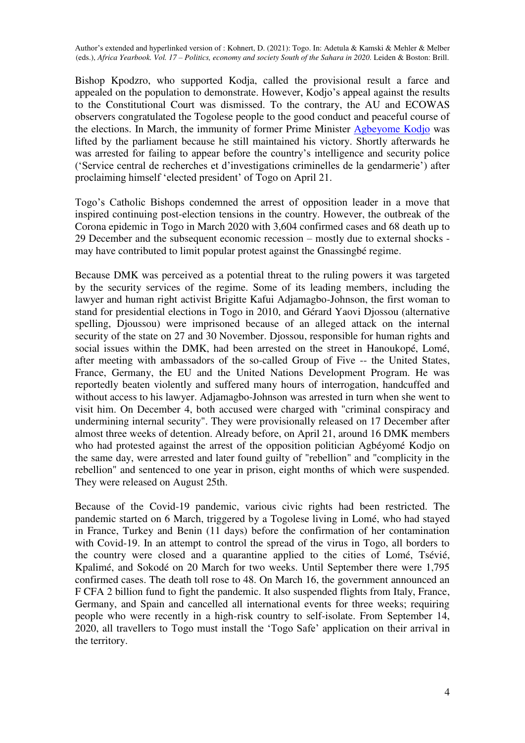Bishop Kpodzro, who supported Kodja, called the provisional result a farce and appealed on the population to demonstrate. However, Kodjo's appeal against the results to the Constitutional Court was dismissed. To the contrary, the AU and ECOWAS observers congratulated the Togolese people to the good conduct and peaceful course of the elections. In March, the immunity of former Prime Minister Agbeyome Kodjo was lifted by the parliament because he still maintained his victory. Shortly afterwards he was arrested for failing to appear before the country's intelligence and security police ('Service central de recherches et d'investigations criminelles de la gendarmerie') after proclaiming himself 'elected president' of Togo on April 21.

Togo's Catholic Bishops condemned the arrest of opposition leader in a move that inspired continuing post-election tensions in the country. However, the outbreak of the Corona epidemic in Togo in March 2020 with 3,604 confirmed cases and 68 death up to 29 December and the subsequent economic recession – mostly due to external shocks - may have contributed to limit popular protest against the Gnassingbé regime.

Because DMK was perceived as a potential threat to the ruling powers it was targeted by the security services of the regime. Some of its leading members, including the lawyer and human right activist Brigitte Kafui Adjamagbo-Johnson, the first woman to stand for presidential elections in Togo in 2010, and Gérard Yaovi Djossou (alternative spelling, Djoussou) were imprisoned because of an alleged attack on the internal security of the state on 27 and 30 November. Djossou, responsible for human rights and social issues within the DMK, had been arrested on the street in Hanoukopé, Lomé, after meeting with ambassadors of the so-called Group of Five -- the United States, France, Germany, the EU and the United Nations Development Program. He was reportedly beaten violently and suffered many hours of interrogation, handcuffed and without access to his lawyer. Adjamagbo-Johnson was arrested in turn when she went to visit him. On December 4, both accused were charged with "criminal conspiracy and undermining internal security". They were provisionally released on 17 December after almost three weeks of detention. Already before, on April 21, around 16 DMK members who had protested against the arrest of the opposition politician Agbéyomé Kodjo on the same day, were arrested and later found guilty of "rebellion" and "complicity in the rebellion" and sentenced to one year in prison, eight months of which were suspended. They were released on August 25th.

Because of the Covid-19 pandemic, various civic rights had been restricted. The pandemic started on 6 March, triggered by a Togolese living in Lomé, who had stayed in France, Turkey and Benin (11 days) before the confirmation of her contamination with Covid-19. In an attempt to control the spread of the virus in Togo, all borders to the country were closed and a quarantine applied to the cities of Lomé, Tsévié, Kpalimé, and Sokodé on 20 March for two weeks. Until September there were 1,795 confirmed cases. The death toll rose to 48. On March 16, the government announced an F CFA 2 billion fund to fight the pandemic. It also suspended flights from Italy, France, Germany, and Spain and cancelled all international events for three weeks; requiring people who were recently in a high-risk country to self-isolate. From September 14, 2020, all travellers to Togo must install the 'Togo Safe' application on their arrival in the territory.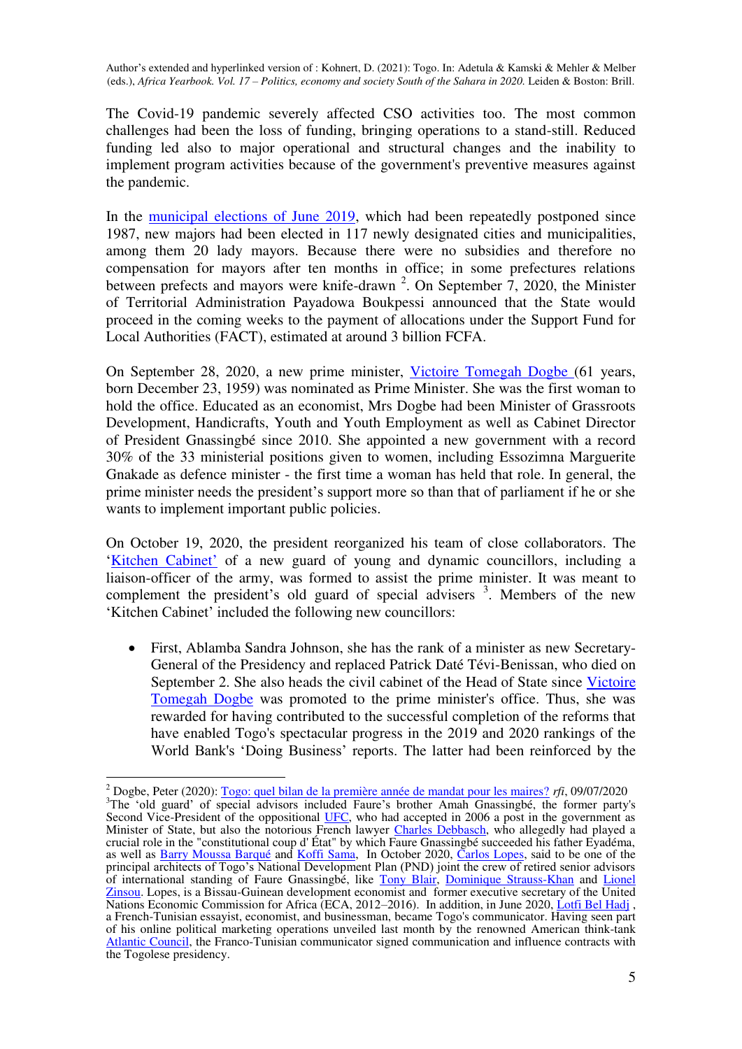The Covid-19 pandemic severely affected CSO activities too. The most common challenges had been the loss of funding, bringing operations to a stand-still. Reduced funding led also to major operational and structural changes and the inability to implement program activities because of the government's preventive measures against the pandemic.

In the [municipal elections of June 2019](), which had been repeatedly postponed since 1987, new majors had been elected in 117 newly designated cities and municipalities, among them 20 lady mayors. Because there were no subsidies and therefore no compensation for mayors after ten months in office; in some prefectures relations between prefects and mayors were knife-drawn [2]. On September 7, 2020, the Minister of Territorial Administration Payadowa Boukpessi announced that the State would proceed in the coming weeks to the payment of allocations under the Support Fund for Local Authorities (FACT), estimated at around 3 billion FCFA.

On September 28, 2020, a new prime minister, [Victoire Tomegah Dogbe ]()(61 years, born December 23, 1959) was nominated as Prime Minister. She was the first woman to hold the office. Educated as an economist, Mrs Dogbe had been Minister of Grassroots Development, Handicrafts, Youth and Youth Employment as well as Cabinet Director of President Gnassingbé since 2010. She appointed a new government with a record 30% of the 33 ministerial positions given to women, including Essozimna Marguerite Gnakade as defence minister - the first time a woman has held that role. In general, the prime minister needs the president's support more so than that of parliament if he or she wants to implement important public policies.

On October 19, 2020, the president reorganized his team of close collaborators. The '[Kitchen Cabinet]()' of a new guard of young and dynamic councillors, including a liaison-officer of the army, was formed to assist the prime minister. It was meant to complement the president's old guard of special advisers [3]. Members of the new 'Kitchen Cabinet' included the following new councillors:

- First, Ablamba Sandra Johnson, she has the rank of a minister as new Secretary-General of the Presidency and replaced Patrick Daté Tévi-Benissan, who died on September 2. She also heads the civil cabinet of the Head of State since [Victoire Tomegah Dogbe]() was promoted to the prime minister's office. Thus, she was rewarded for having contributed to the successful completion of the reforms that have enabled Togo's spectacular progress in the 2019 and 2020 rankings of the World Bank's 'Doing Business' reports. The latter had been reinforced by the

---

[2] Dogbe, Peter (2020): [Togo: quel bilan de la première année de mandat pour les maires?]() *rfi*, 09/07/2020

[3] The 'old guard' of special advisors included Faure's brother Amah Gnassingbé, the former party's Second Vice-President of the oppositional [UFC](), who had accepted in 2006 a post in the government as Minister of State, but also the notorious French lawyer [Charles Debbasch](), who allegedly had played a crucial role in the "constitutional coup d' État" by which Faure Gnassingbé succeeded his father Eyadéma, as well as [Barry Moussa Barqué]() and [Koffi Sama](), In October 2020, [Carlos Lopes](), said to be one of the principal architects of Togo's National Development Plan (PND) joint the crew of retired senior advisors of international standing of Faure Gnassingbé, like [Tony Blair](), [Dominique Strauss-Khan]() and [Lionel Zinsou](). Lopes, is a Bissau-Guinean development economist and former executive secretary of the United Nations Economic Commission for Africa (ECA, 2012–2016). In addition, in June 2020, [Lotfi Bel Hadj]() , a French-Tunisian essayist, economist, and businessman, became Togo's communicator. Having seen part of his online political marketing operations unveiled last month by the renowned American think-tank [Atlantic Council](), the Franco-Tunisian communicator signed communication and influence contracts with the Togolese presidency.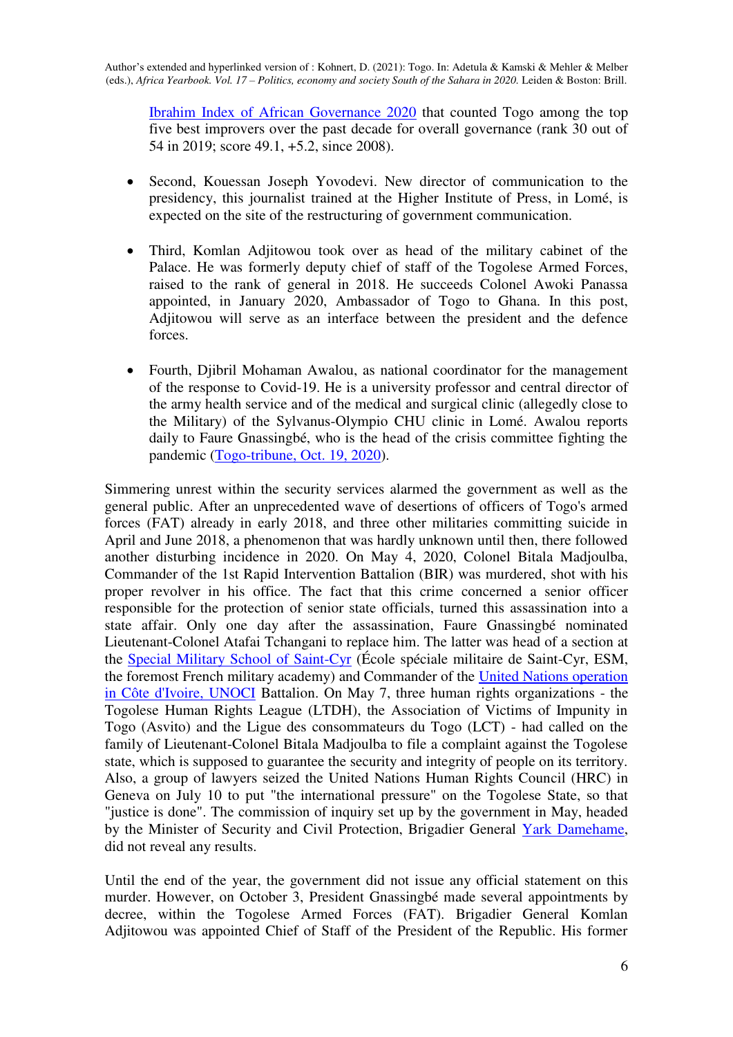[Ibrahim Index of African Governance 2020](#) that counted Togo among the top five best improvers over the past decade for overall governance (rank 30 out of 54 in 2019; score 49.1, +5.2, since 2008).

- Second, Kouessan Joseph Yovodevi. New director of communication to the presidency, this journalist trained at the Higher Institute of Press, in Lomé, is expected on the site of the restructuring of government communication.

- Third, Komlan Adjitowou took over as head of the military cabinet of the Palace. He was formerly deputy chief of staff of the Togolese Armed Forces, raised to the rank of general in 2018. He succeeds Colonel Awoki Panassa appointed, in January 2020, Ambassador of Togo to Ghana. In this post, Adjitowou will serve as an interface between the president and the defence forces.

- Fourth, Djibril Mohaman Awalou, as national coordinator for the management of the response to Covid-19. He is a university professor and central director of the army health service and of the medical and surgical clinic (allegedly close to the Military) of the Sylvanus-Olympio CHU clinic in Lomé. Awalou reports daily to Faure Gnassingbé, who is the head of the crisis committee fighting the pandemic ([Togo-tribune, Oct. 19, 2020](#)).

Simmering unrest within the security services alarmed the government as well as the general public. After an unprecedented wave of desertions of officers of Togo's armed forces (FAT) already in early 2018, and three other militaries committing suicide in April and June 2018, a phenomenon that was hardly unknown until then, there followed another disturbing incidence in 2020. On May 4, 2020, Colonel Bitala Madjoulba, Commander of the 1st Rapid Intervention Battalion (BIR) was murdered, shot with his proper revolver in his office. The fact that this crime concerned a senior officer responsible for the protection of senior state officials, turned this assassination into a state affair. Only one day after the assassination, Faure Gnassingbé nominated Lieutenant-Colonel Atafai Tchangani to replace him. The latter was head of a section at the [Special Military School of Saint-Cyr](#) (École spéciale militaire de Saint-Cyr, ESM, the foremost French military academy) and Commander of the [United Nations operation in Côte d'Ivoire, UNOCI](#) Battalion. On May 7, three human rights organizations - the Togolese Human Rights League (LTDH), the Association of Victims of Impunity in Togo (Asvito) and the Ligue des consommateurs du Togo (LCT) - had called on the family of Lieutenant-Colonel Bitala Madjoulba to file a complaint against the Togolese state, which is supposed to guarantee the security and integrity of people on its territory. Also, a group of lawyers seized the United Nations Human Rights Council (HRC) in Geneva on July 10 to put "the international pressure" on the Togolese State, so that "justice is done". The commission of inquiry set up by the government in May, headed by the Minister of Security and Civil Protection, Brigadier General [Yark Damehame](#), did not reveal any results.

Until the end of the year, the government did not issue any official statement on this murder. However, on October 3, President Gnassingbé made several appointments by decree, within the Togolese Armed Forces (FAT). Brigadier General Komlan Adjitowou was appointed Chief of Staff of the President of the Republic. His former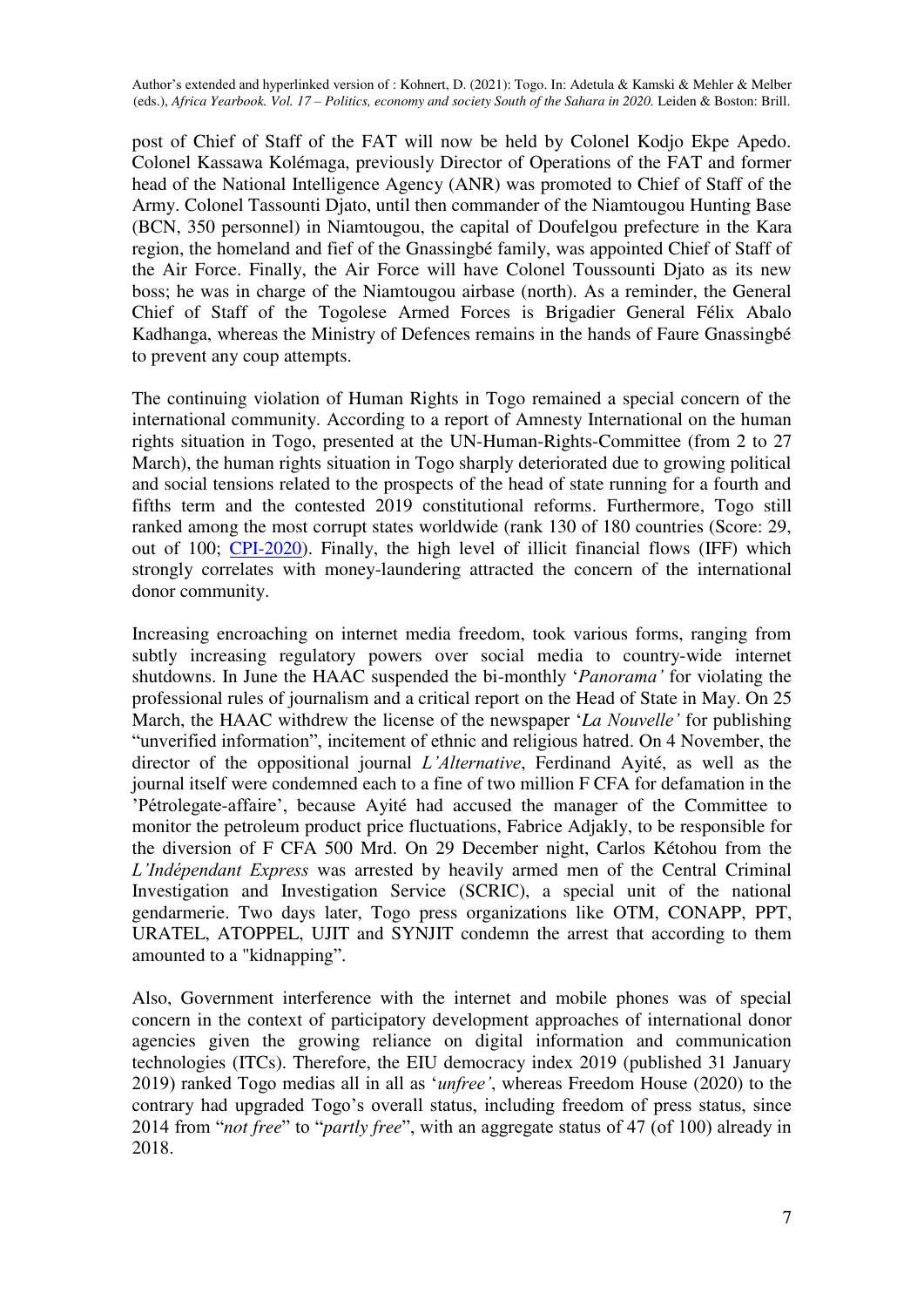post of Chief of Staff of the FAT will now be held by Colonel Kodjo Ekpe Apedo. Colonel Kassawa Kolémaga, previously Director of Operations of the FAT and former head of the National Intelligence Agency (ANR) was promoted to Chief of Staff of the Army. Colonel Tassounti Djato, until then commander of the Niamtougou Hunting Base (BCN, 350 personnel) in Niamtougou, the capital of Doufelgou prefecture in the Kara region, the homeland and fief of the Gnassingbé family, was appointed Chief of Staff of the Air Force. Finally, the Air Force will have Colonel Toussounti Djato as its new boss; he was in charge of the Niamtougou airbase (north). As a reminder, the General Chief of Staff of the Togolese Armed Forces is Brigadier General Félix Abalo Kadhanga, whereas the Ministry of Defences remains in the hands of Faure Gnassingbé to prevent any coup attempts.

The continuing violation of Human Rights in Togo remained a special concern of the international community. According to a report of Amnesty International on the human rights situation in Togo, presented at the UN-Human-Rights-Committee (from 2 to 27 March), the human rights situation in Togo sharply deteriorated due to growing political and social tensions related to the prospects of the head of state running for a fourth and fifths term and the contested 2019 constitutional reforms. Furthermore, Togo still ranked among the most corrupt states worldwide (rank 130 of 180 countries (Score: 29, out of 100; CPI-2020). Finally, the high level of illicit financial flows (IFF) which strongly correlates with money-laundering attracted the concern of the international donor community.

Increasing encroaching on internet media freedom, took various forms, ranging from subtly increasing regulatory powers over social media to country-wide internet shutdowns. In June the HAAC suspended the bi-monthly '*Panorama'* for violating the professional rules of journalism and a critical report on the Head of State in May. On 25 March, the HAAC withdrew the license of the newspaper '*La Nouvelle'* for publishing "unverified information", incitement of ethnic and religious hatred. On 4 November, the director of the oppositional journal *L'Alternative*, Ferdinand Ayité, as well as the journal itself were condemned each to a fine of two million F CFA for defamation in the 'Pétrolegate-affaire', because Ayité had accused the manager of the Committee to monitor the petroleum product price fluctuations, Fabrice Adjakly, to be responsible for the diversion of F CFA 500 Mrd. On 29 December night, Carlos Kétohou from the *L'Indépendant Express* was arrested by heavily armed men of the Central Criminal Investigation and Investigation Service (SCRIC), a special unit of the national gendarmerie. Two days later, Togo press organizations like OTM, CONAPP, PPT, URATEL, ATOPPEL, UJIT and SYNJIT condemn the arrest that according to them amounted to a "kidnapping".

Also, Government interference with the internet and mobile phones was of special concern in the context of participatory development approaches of international donor agencies given the growing reliance on digital information and communication technologies (ITCs). Therefore, the EIU democracy index 2019 (published 31 January 2019) ranked Togo medias all in all as '*unfree'*, whereas Freedom House (2020) to the contrary had upgraded Togo's overall status, including freedom of press status, since 2014 from "*not free*" to "*partly free*", with an aggregate status of 47 (of 100) already in 2018.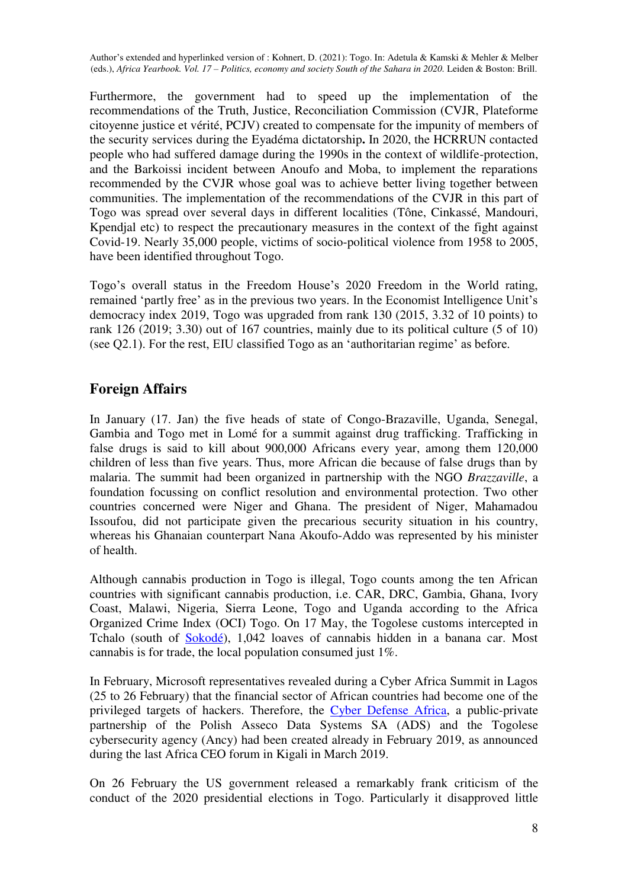Furthermore, the government had to speed up the implementation of the recommendations of the Truth, Justice, Reconciliation Commission (CVJR, Plateforme citoyenne justice et vérité, PCJV) created to compensate for the impunity of members of the security services during the Eyadéma dictatorship**.** In 2020, the HCRRUN contacted people who had suffered damage during the 1990s in the context of wildlife-protection, and the Barkoissi incident between Anoufo and Moba, to implement the reparations recommended by the CVJR whose goal was to achieve better living together between communities. The implementation of the recommendations of the CVJR in this part of Togo was spread over several days in different localities (Tône, Cinkassé, Mandouri, Kpendjal etc) to respect the precautionary measures in the context of the fight against Covid-19. Nearly 35,000 people, victims of socio-political violence from 1958 to 2005, have been identified throughout Togo.

Togo's overall status in the Freedom House's 2020 Freedom in the World rating, remained 'partly free' as in the previous two years. In the Economist Intelligence Unit's democracy index 2019, Togo was upgraded from rank 130 (2015, 3.32 of 10 points) to rank 126 (2019; 3.30) out of 167 countries, mainly due to its political culture (5 of 10) (see Q2.1). For the rest, EIU classified Togo as an 'authoritarian regime' as before.

## Foreign Affairs

In January (17. Jan) the five heads of state of Congo-Brazaville, Uganda, Senegal, Gambia and Togo met in Lomé for a summit against drug trafficking. Trafficking in false drugs is said to kill about 900,000 Africans every year, among them 120,000 children of less than five years. Thus, more African die because of false drugs than by malaria. The summit had been organized in partnership with the NGO *Brazzaville*, a foundation focussing on conflict resolution and environmental protection. Two other countries concerned were Niger and Ghana. The president of Niger, Mahamadou Issoufou, did not participate given the precarious security situation in his country, whereas his Ghanaian counterpart Nana Akoufo-Addo was represented by his minister of health.

Although cannabis production in Togo is illegal, Togo counts among the ten African countries with significant cannabis production, i.e. CAR, DRC, Gambia, Ghana, Ivory Coast, Malawi, Nigeria, Sierra Leone, Togo and Uganda according to the Africa Organized Crime Index (OCI) Togo. On 17 May, the Togolese customs intercepted in Tchalo (south of Sokodé), 1,042 loaves of cannabis hidden in a banana car. Most cannabis is for trade, the local population consumed just 1%.

In February, Microsoft representatives revealed during a Cyber Africa Summit in Lagos (25 to 26 February) that the financial sector of African countries had become one of the privileged targets of hackers. Therefore, the Cyber Defense Africa, a public-private partnership of the Polish Asseco Data Systems SA (ADS) and the Togolese cybersecurity agency (Ancy) had been created already in February 2019, as announced during the last Africa CEO forum in Kigali in March 2019.

On 26 February the US government released a remarkably frank criticism of the conduct of the 2020 presidential elections in Togo. Particularly it disapproved little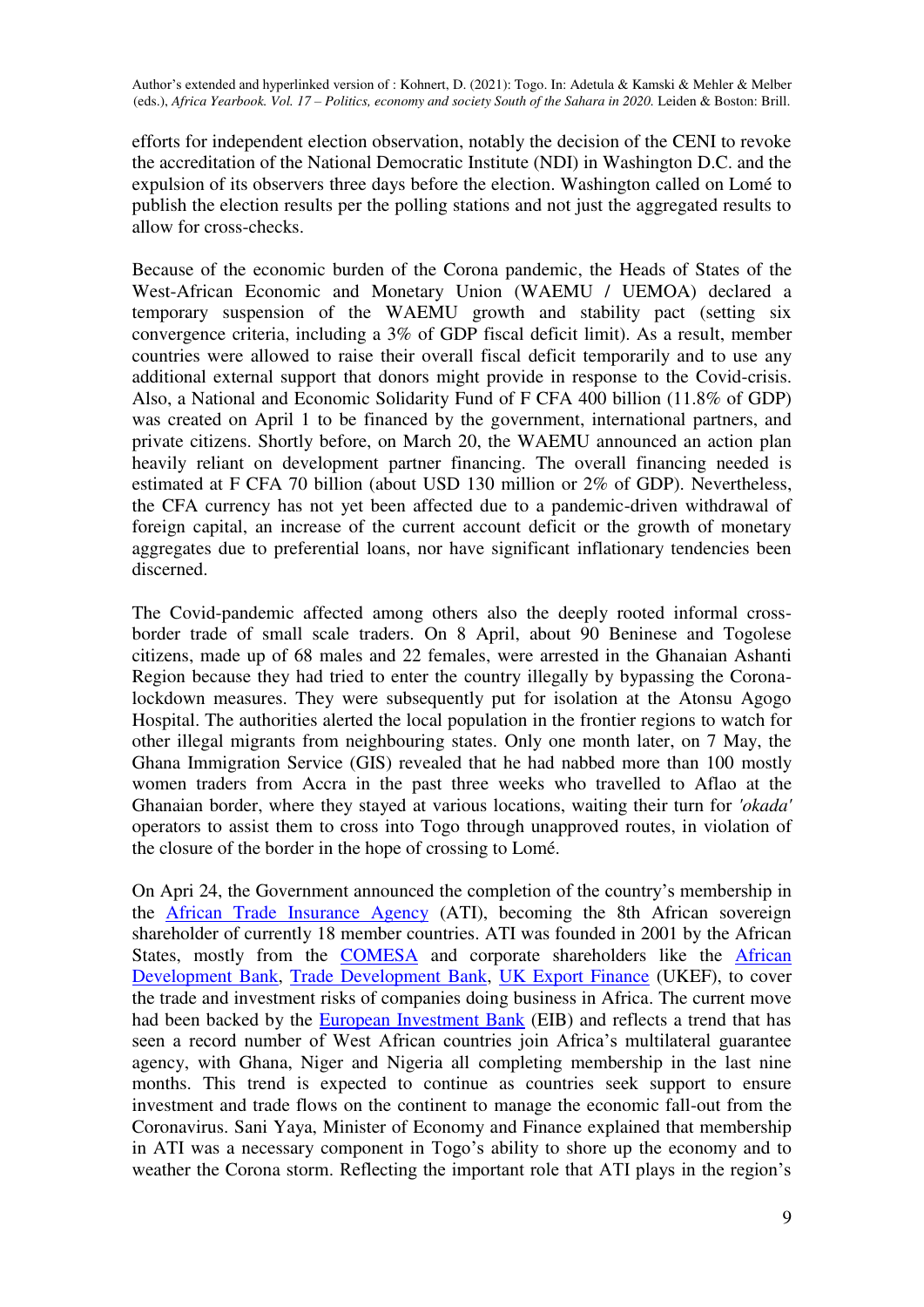efforts for independent election observation, notably the decision of the CENI to revoke the accreditation of the National Democratic Institute (NDI) in Washington D.C. and the expulsion of its observers three days before the election. Washington called on Lomé to publish the election results per the polling stations and not just the aggregated results to allow for cross-checks.

Because of the economic burden of the Corona pandemic, the Heads of States of the West-African Economic and Monetary Union (WAEMU / UEMOA) declared a temporary suspension of the WAEMU growth and stability pact (setting six convergence criteria, including a 3% of GDP fiscal deficit limit). As a result, member countries were allowed to raise their overall fiscal deficit temporarily and to use any additional external support that donors might provide in response to the Covid-crisis. Also, a National and Economic Solidarity Fund of F CFA 400 billion (11.8% of GDP) was created on April 1 to be financed by the government, international partners, and private citizens. Shortly before, on March 20, the WAEMU announced an action plan heavily reliant on development partner financing. The overall financing needed is estimated at F CFA 70 billion (about USD 130 million or 2% of GDP). Nevertheless, the CFA currency has not yet been affected due to a pandemic-driven withdrawal of foreign capital, an increase of the current account deficit or the growth of monetary aggregates due to preferential loans, nor have significant inflationary tendencies been discerned.

The Covid-pandemic affected among others also the deeply rooted informal cross-border trade of small scale traders. On 8 April, about 90 Beninese and Togolese citizens, made up of 68 males and 22 females, were arrested in the Ghanaian Ashanti Region because they had tried to enter the country illegally by bypassing the Corona-lockdown measures. They were subsequently put for isolation at the Atonsu Agogo Hospital. The authorities alerted the local population in the frontier regions to watch for other illegal migrants from neighbouring states. Only one month later, on 7 May, the Ghana Immigration Service (GIS) revealed that he had nabbed more than 100 mostly women traders from Accra in the past three weeks who travelled to Aflao at the Ghanaian border, where they stayed at various locations, waiting their turn for *'okada'* operators to assist them to cross into Togo through unapproved routes, in violation of the closure of the border in the hope of crossing to Lomé.

On Apri 24, the Government announced the completion of the country's membership in the African Trade Insurance Agency (ATI), becoming the 8th African sovereign shareholder of currently 18 member countries. ATI was founded in 2001 by the African States, mostly from the COMESA and corporate shareholders like the African Development Bank, Trade Development Bank, UK Export Finance (UKEF), to cover the trade and investment risks of companies doing business in Africa. The current move had been backed by the European Investment Bank (EIB) and reflects a trend that has seen a record number of West African countries join Africa's multilateral guarantee agency, with Ghana, Niger and Nigeria all completing membership in the last nine months. This trend is expected to continue as countries seek support to ensure investment and trade flows on the continent to manage the economic fall-out from the Coronavirus. Sani Yaya, Minister of Economy and Finance explained that membership in ATI was a necessary component in Togo's ability to shore up the economy and to weather the Corona storm. Reflecting the important role that ATI plays in the region's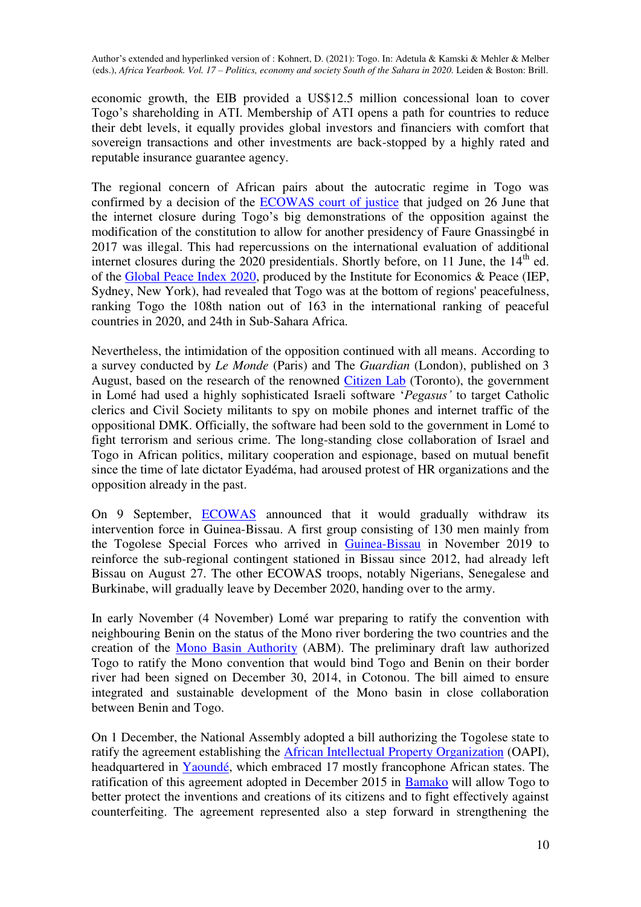economic growth, the EIB provided a US$12.5 million concessional loan to cover Togo's shareholding in ATI. Membership of ATI opens a path for countries to reduce their debt levels, it equally provides global investors and financiers with comfort that sovereign transactions and other investments are back-stopped by a highly rated and reputable insurance guarantee agency.

The regional concern of African pairs about the autocratic regime in Togo was confirmed by a decision of the ECOWAS court of justice that judged on 26 June that the internet closure during Togo's big demonstrations of the opposition against the modification of the constitution to allow for another presidency of Faure Gnassingbé in 2017 was illegal. This had repercussions on the international evaluation of additional internet closures during the 2020 presidentials. Shortly before, on 11 June, the 14th ed. of the Global Peace Index 2020, produced by the Institute for Economics & Peace (IEP, Sydney, New York), had revealed that Togo was at the bottom of regions' peacefulness, ranking Togo the 108th nation out of 163 in the international ranking of peaceful countries in 2020, and 24th in Sub-Sahara Africa.

Nevertheless, the intimidation of the opposition continued with all means. According to a survey conducted by *Le Monde* (Paris) and The *Guardian* (London), published on 3 August, based on the research of the renowned Citizen Lab (Toronto), the government in Lomé had used a highly sophisticated Israeli software '*Pegasus'* to target Catholic clerics and Civil Society militants to spy on mobile phones and internet traffic of the oppositional DMK. Officially, the software had been sold to the government in Lomé to fight terrorism and serious crime. The long-standing close collaboration of Israel and Togo in African politics, military cooperation and espionage, based on mutual benefit since the time of late dictator Eyadéma, had aroused protest of HR organizations and the opposition already in the past.

On 9 September, ECOWAS announced that it would gradually withdraw its intervention force in Guinea-Bissau. A first group consisting of 130 men mainly from the Togolese Special Forces who arrived in Guinea-Bissau in November 2019 to reinforce the sub-regional contingent stationed in Bissau since 2012, had already left Bissau on August 27. The other ECOWAS troops, notably Nigerians, Senegalese and Burkinabe, will gradually leave by December 2020, handing over to the army.

In early November (4 November) Lomé war preparing to ratify the convention with neighbouring Benin on the status of the Mono river bordering the two countries and the creation of the Mono Basin Authority (ABM). The preliminary draft law authorized Togo to ratify the Mono convention that would bind Togo and Benin on their border river had been signed on December 30, 2014, in Cotonou. The bill aimed to ensure integrated and sustainable development of the Mono basin in close collaboration between Benin and Togo.

On 1 December, the National Assembly adopted a bill authorizing the Togolese state to ratify the agreement establishing the African Intellectual Property Organization (OAPI), headquartered in Yaoundé, which embraced 17 mostly francophone African states. The ratification of this agreement adopted in December 2015 in Bamako will allow Togo to better protect the inventions and creations of its citizens and to fight effectively against counterfeiting. The agreement represented also a step forward in strengthening the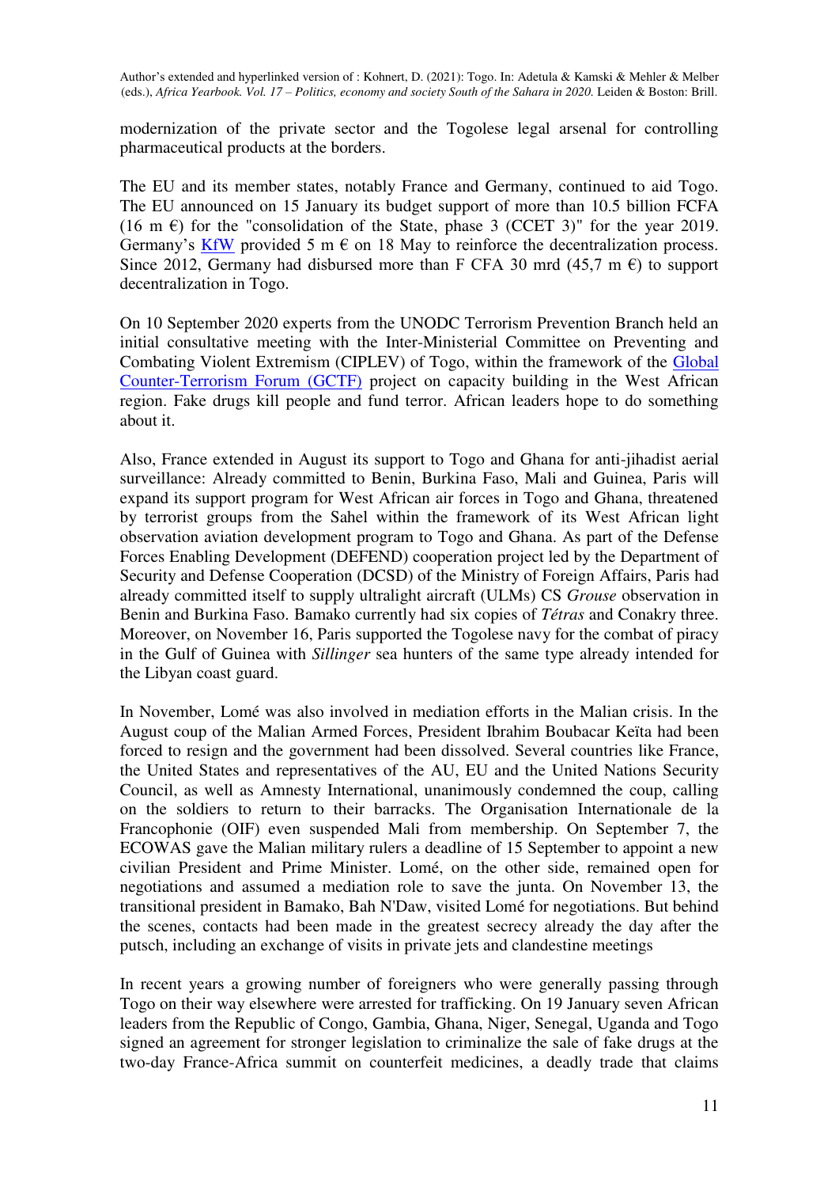modernization of the private sector and the Togolese legal arsenal for controlling pharmaceutical products at the borders.

The EU and its member states, notably France and Germany, continued to aid Togo. The EU announced on 15 January its budget support of more than 10.5 billion FCFA (16 m €) for the "consolidation of the State, phase 3 (CCET 3)" for the year 2019. Germany's KfW provided 5 m € on 18 May to reinforce the decentralization process. Since 2012, Germany had disbursed more than F CFA 30 mrd (45,7 m €) to support decentralization in Togo.

On 10 September 2020 experts from the UNODC Terrorism Prevention Branch held an initial consultative meeting with the Inter-Ministerial Committee on Preventing and Combating Violent Extremism (CIPLEV) of Togo, within the framework of the Global Counter-Terrorism Forum (GCTF) project on capacity building in the West African region. Fake drugs kill people and fund terror. African leaders hope to do something about it.

Also, France extended in August its support to Togo and Ghana for anti-jihadist aerial surveillance: Already committed to Benin, Burkina Faso, Mali and Guinea, Paris will expand its support program for West African air forces in Togo and Ghana, threatened by terrorist groups from the Sahel within the framework of its West African light observation aviation development program to Togo and Ghana. As part of the Defense Forces Enabling Development (DEFEND) cooperation project led by the Department of Security and Defense Cooperation (DCSD) of the Ministry of Foreign Affairs, Paris had already committed itself to supply ultralight aircraft (ULMs) CS *Grouse* observation in Benin and Burkina Faso. Bamako currently had six copies of *Tétras* and Conakry three. Moreover, on November 16, Paris supported the Togolese navy for the combat of piracy in the Gulf of Guinea with *Sillinger* sea hunters of the same type already intended for the Libyan coast guard.

In November, Lomé was also involved in mediation efforts in the Malian crisis. In the August coup of the Malian Armed Forces, President Ibrahim Boubacar Keïta had been forced to resign and the government had been dissolved. Several countries like France, the United States and representatives of the AU, EU and the United Nations Security Council, as well as Amnesty International, unanimously condemned the coup, calling on the soldiers to return to their barracks. The Organisation Internationale de la Francophonie (OIF) even suspended Mali from membership. On September 7, the ECOWAS gave the Malian military rulers a deadline of 15 September to appoint a new civilian President and Prime Minister. Lomé, on the other side, remained open for negotiations and assumed a mediation role to save the junta. On November 13, the transitional president in Bamako, Bah N'Daw, visited Lomé for negotiations. But behind the scenes, contacts had been made in the greatest secrecy already the day after the putsch, including an exchange of visits in private jets and clandestine meetings

In recent years a growing number of foreigners who were generally passing through Togo on their way elsewhere were arrested for trafficking. On 19 January seven African leaders from the Republic of Congo, Gambia, Ghana, Niger, Senegal, Uganda and Togo signed an agreement for stronger legislation to criminalize the sale of fake drugs at the two-day France-Africa summit on counterfeit medicines, a deadly trade that claims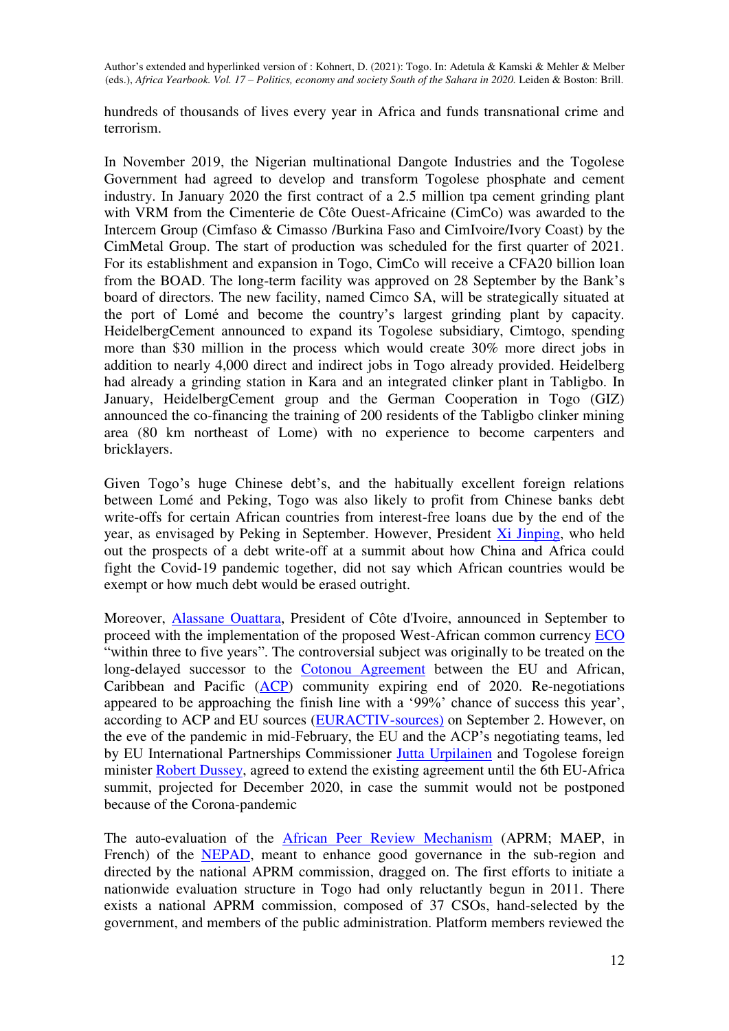hundreds of thousands of lives every year in Africa and funds transnational crime and terrorism.

In November 2019, the Nigerian multinational Dangote Industries and the Togolese Government had agreed to develop and transform Togolese phosphate and cement industry. In January 2020 the first contract of a 2.5 million tpa cement grinding plant with VRM from the Cimenterie de Côte Ouest-Africaine (CimCo) was awarded to the Intercem Group (Cimfaso & Cimasso /Burkina Faso and CimIvoire/Ivory Coast) by the CimMetal Group. The start of production was scheduled for the first quarter of 2021. For its establishment and expansion in Togo, CimCo will receive a CFA20 billion loan from the BOAD. The long-term facility was approved on 28 September by the Bank's board of directors. The new facility, named Cimco SA, will be strategically situated at the port of Lomé and become the country's largest grinding plant by capacity. HeidelbergCement announced to expand its Togolese subsidiary, Cimtogo, spending more than $30 million in the process which would create 30% more direct jobs in addition to nearly 4,000 direct and indirect jobs in Togo already provided. Heidelberg had already a grinding station in Kara and an integrated clinker plant in Tabligbo. In January, HeidelbergCement group and the German Cooperation in Togo (GIZ) announced the co-financing the training of 200 residents of the Tabligbo clinker mining area (80 km northeast of Lome) with no experience to become carpenters and bricklayers.

Given Togo's huge Chinese debt's, and the habitually excellent foreign relations between Lomé and Peking, Togo was also likely to profit from Chinese banks debt write-offs for certain African countries from interest-free loans due by the end of the year, as envisaged by Peking in September. However, President Xi Jinping, who held out the prospects of a debt write-off at a summit about how China and Africa could fight the Covid-19 pandemic together, did not say which African countries would be exempt or how much debt would be erased outright.

Moreover, Alassane Ouattara, President of Côte d'Ivoire, announced in September to proceed with the implementation of the proposed West-African common currency ECO "within three to five years". The controversial subject was originally to be treated on the long-delayed successor to the Cotonou Agreement between the EU and African, Caribbean and Pacific (ACP) community expiring end of 2020. Re-negotiations appeared to be approaching the finish line with a '99%' chance of success this year', according to ACP and EU sources (EURACTIV-sources) on September 2. However, on the eve of the pandemic in mid-February, the EU and the ACP's negotiating teams, led by EU International Partnerships Commissioner Jutta Urpilainen and Togolese foreign minister Robert Dussey, agreed to extend the existing agreement until the 6th EU-Africa summit, projected for December 2020, in case the summit would not be postponed because of the Corona-pandemic

The auto-evaluation of the African Peer Review Mechanism (APRM; MAEP, in French) of the NEPAD, meant to enhance good governance in the sub-region and directed by the national APRM commission, dragged on. The first efforts to initiate a nationwide evaluation structure in Togo had only reluctantly begun in 2011. There exists a national APRM commission, composed of 37 CSOs, hand-selected by the government, and members of the public administration. Platform members reviewed the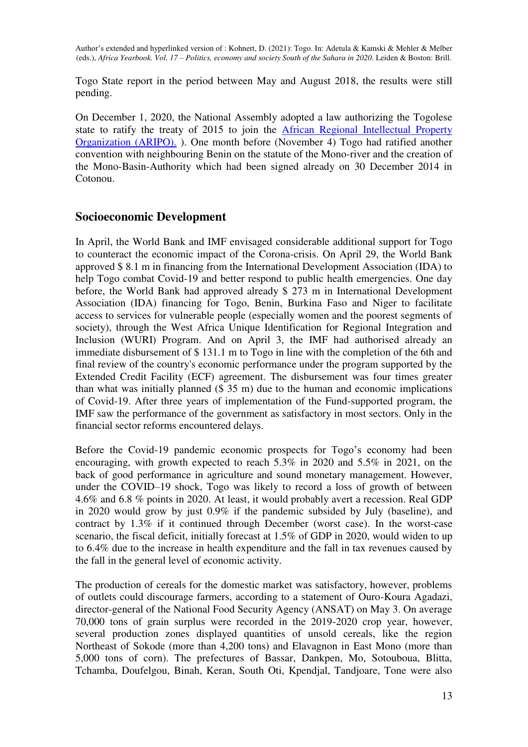Togo State report in the period between May and August 2018, the results were still pending.

On December 1, 2020, the National Assembly adopted a law authorizing the Togolese state to ratify the treaty of 2015 to join the African Regional Intellectual Property Organization (ARIPO). ). One month before (November 4) Togo had ratified another convention with neighbouring Benin on the statute of the Mono-river and the creation of the Mono-Basin-Authority which had been signed already on 30 December 2014 in Cotonou.

## Socioeconomic Development

In April, the World Bank and IMF envisaged considerable additional support for Togo to counteract the economic impact of the Corona-crisis. On April 29, the World Bank approved \$ 8.1 m in financing from the International Development Association (IDA) to help Togo combat Covid-19 and better respond to public health emergencies. One day before, the World Bank had approved already \$ 273 m in International Development Association (IDA) financing for Togo, Benin, Burkina Faso and Niger to facilitate access to services for vulnerable people (especially women and the poorest segments of society), through the West Africa Unique Identification for Regional Integration and Inclusion (WURI) Program. And on April 3, the IMF had authorised already an immediate disbursement of \$ 131.1 m to Togo in line with the completion of the 6th and final review of the country's economic performance under the program supported by the Extended Credit Facility (ECF) agreement. The disbursement was four times greater than what was initially planned (\$ 35 m) due to the human and economic implications of Covid-19. After three years of implementation of the Fund-supported program, the IMF saw the performance of the government as satisfactory in most sectors. Only in the financial sector reforms encountered delays.

Before the Covid-19 pandemic economic prospects for Togo's economy had been encouraging, with growth expected to reach 5.3% in 2020 and 5.5% in 2021, on the back of good performance in agriculture and sound monetary management. However, under the COVID–19 shock, Togo was likely to record a loss of growth of between 4.6% and 6.8 % points in 2020. At least, it would probably avert a recession. Real GDP in 2020 would grow by just 0.9% if the pandemic subsided by July (baseline), and contract by 1.3% if it continued through December (worst case). In the worst-case scenario, the fiscal deficit, initially forecast at 1.5% of GDP in 2020, would widen to up to 6.4% due to the increase in health expenditure and the fall in tax revenues caused by the fall in the general level of economic activity.

The production of cereals for the domestic market was satisfactory, however, problems of outlets could discourage farmers, according to a statement of Ouro-Koura Agadazi, director-general of the National Food Security Agency (ANSAT) on May 3. On average 70,000 tons of grain surplus were recorded in the 2019-2020 crop year, however, several production zones displayed quantities of unsold cereals, like the region Northeast of Sokode (more than 4,200 tons) and Elavagnon in East Mono (more than 5,000 tons of corn). The prefectures of Bassar, Dankpen, Mo, Sotouboua, Blitta, Tchamba, Doufelgou, Binah, Keran, South Oti, Kpendjal, Tandjoare, Tone were also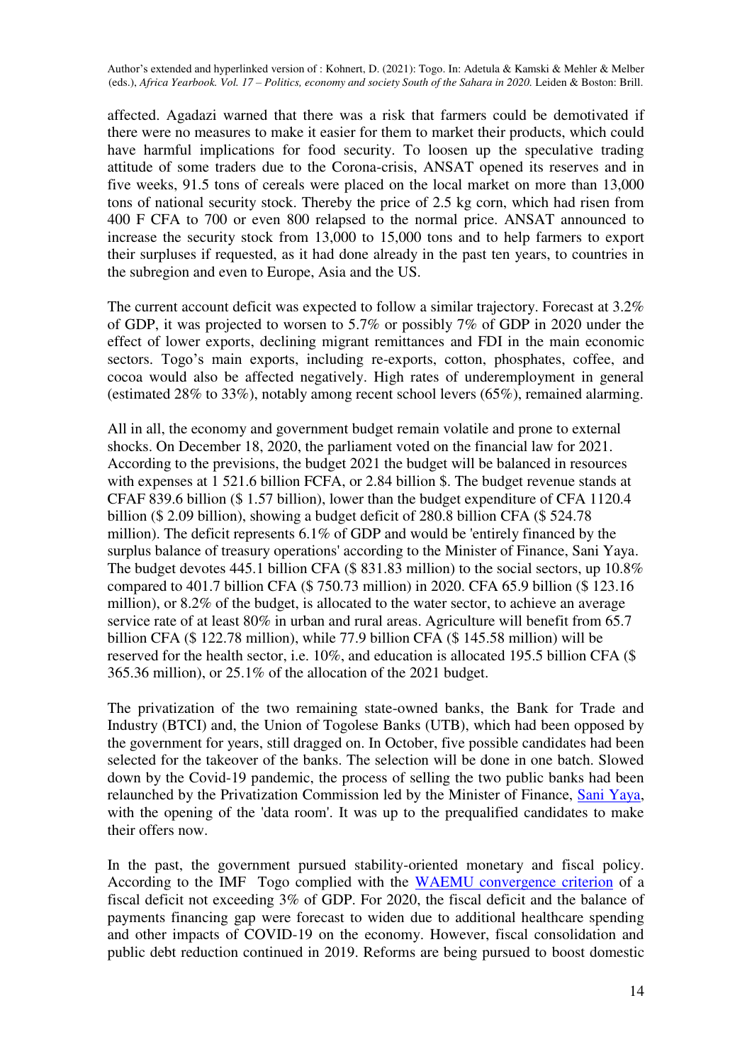affected. Agadazi warned that there was a risk that farmers could be demotivated if there were no measures to make it easier for them to market their products, which could have harmful implications for food security. To loosen up the speculative trading attitude of some traders due to the Corona-crisis, ANSAT opened its reserves and in five weeks, 91.5 tons of cereals were placed on the local market on more than 13,000 tons of national security stock. Thereby the price of 2.5 kg corn, which had risen from 400 F CFA to 700 or even 800 relapsed to the normal price. ANSAT announced to increase the security stock from 13,000 to 15,000 tons and to help farmers to export their surpluses if requested, as it had done already in the past ten years, to countries in the subregion and even to Europe, Asia and the US.

The current account deficit was expected to follow a similar trajectory. Forecast at 3.2% of GDP, it was projected to worsen to 5.7% or possibly 7% of GDP in 2020 under the effect of lower exports, declining migrant remittances and FDI in the main economic sectors. Togo's main exports, including re-exports, cotton, phosphates, coffee, and cocoa would also be affected negatively. High rates of underemployment in general (estimated 28% to 33%), notably among recent school levers (65%), remained alarming.

All in all, the economy and government budget remain volatile and prone to external shocks. On December 18, 2020, the parliament voted on the financial law for 2021. According to the previsions, the budget 2021 the budget will be balanced in resources with expenses at 1 521.6 billion FCFA, or 2.84 billion $. The budget revenue stands at CFAF 839.6 billion ($ 1.57 billion), lower than the budget expenditure of CFA 1120.4 billion ($ 2.09 billion), showing a budget deficit of 280.8 billion CFA ($ 524.78 million). The deficit represents 6.1% of GDP and would be 'entirely financed by the surplus balance of treasury operations' according to the Minister of Finance, Sani Yaya. The budget devotes 445.1 billion CFA ($ 831.83 million) to the social sectors, up 10.8% compared to 401.7 billion CFA ($ 750.73 million) in 2020. CFA 65.9 billion ($ 123.16 million), or 8.2% of the budget, is allocated to the water sector, to achieve an average service rate of at least 80% in urban and rural areas. Agriculture will benefit from 65.7 billion CFA ($ 122.78 million), while 77.9 billion CFA ($ 145.58 million) will be reserved for the health sector, i.e. 10%, and education is allocated 195.5 billion CFA ($ 365.36 million), or 25.1% of the allocation of the 2021 budget.

The privatization of the two remaining state-owned banks, the Bank for Trade and Industry (BTCI) and, the Union of Togolese Banks (UTB), which had been opposed by the government for years, still dragged on. In October, five possible candidates had been selected for the takeover of the banks. The selection will be done in one batch. Slowed down by the Covid-19 pandemic, the process of selling the two public banks had been relaunched by the Privatization Commission led by the Minister of Finance, Sani Yaya, with the opening of the 'data room'. It was up to the prequalified candidates to make their offers now.

In the past, the government pursued stability-oriented monetary and fiscal policy. According to the IMF Togo complied with the WAEMU convergence criterion of a fiscal deficit not exceeding 3% of GDP. For 2020, the fiscal deficit and the balance of payments financing gap were forecast to widen due to additional healthcare spending and other impacts of COVID-19 on the economy. However, fiscal consolidation and public debt reduction continued in 2019. Reforms are being pursued to boost domestic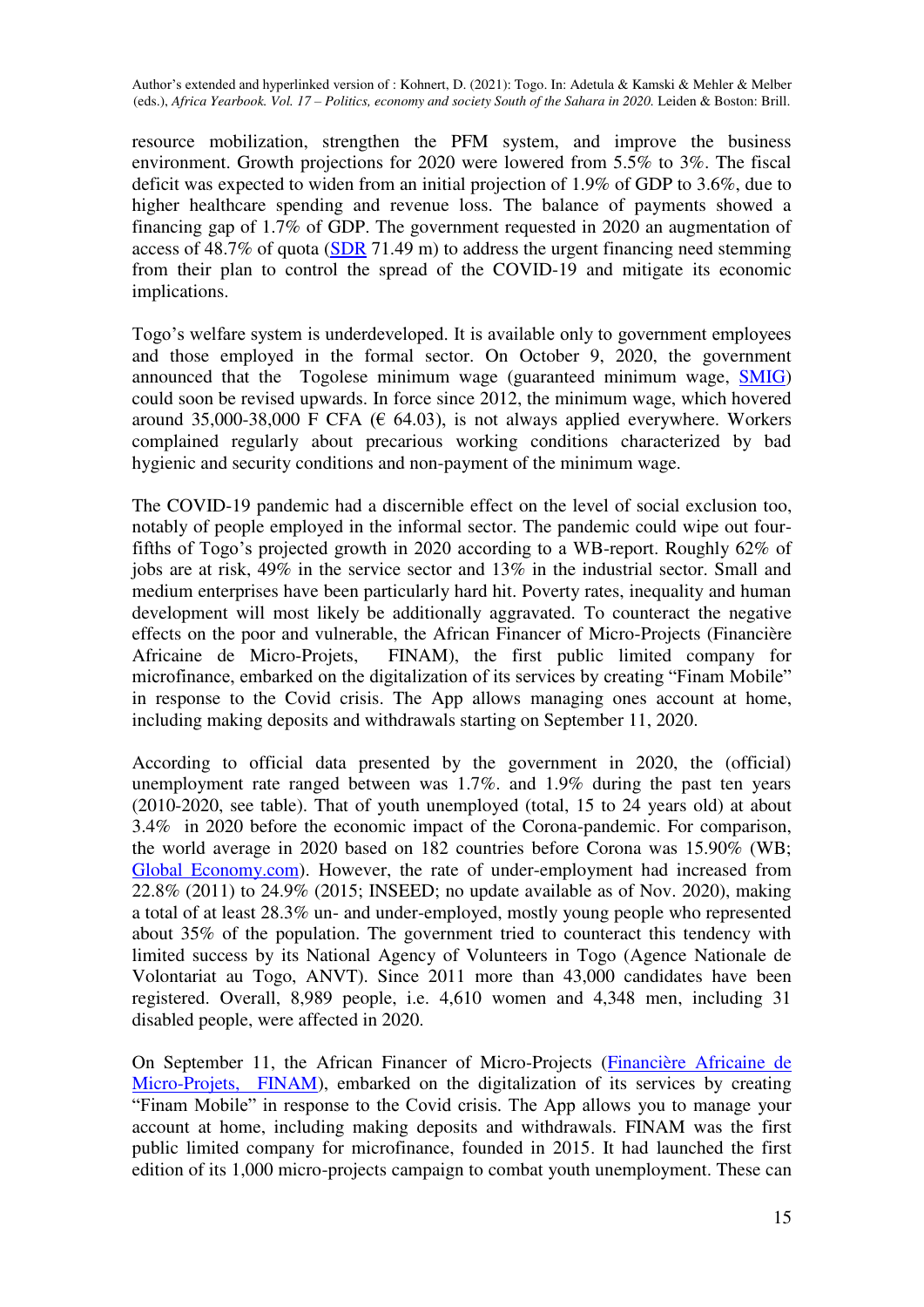resource mobilization, strengthen the PFM system, and improve the business environment. Growth projections for 2020 were lowered from 5.5% to 3%. The fiscal deficit was expected to widen from an initial projection of 1.9% of GDP to 3.6%, due to higher healthcare spending and revenue loss. The balance of payments showed a financing gap of 1.7% of GDP. The government requested in 2020 an augmentation of access of 48.7% of quota (SDR 71.49 m) to address the urgent financing need stemming from their plan to control the spread of the COVID-19 and mitigate its economic implications.

Togo's welfare system is underdeveloped. It is available only to government employees and those employed in the formal sector. On October 9, 2020, the government announced that the Togolese minimum wage (guaranteed minimum wage, SMIG) could soon be revised upwards. In force since 2012, the minimum wage, which hovered around 35,000-38,000 F CFA (€ 64.03), is not always applied everywhere. Workers complained regularly about precarious working conditions characterized by bad hygienic and security conditions and non-payment of the minimum wage.

The COVID-19 pandemic had a discernible effect on the level of social exclusion too, notably of people employed in the informal sector. The pandemic could wipe out four-fifths of Togo's projected growth in 2020 according to a WB-report. Roughly 62% of jobs are at risk, 49% in the service sector and 13% in the industrial sector. Small and medium enterprises have been particularly hard hit. Poverty rates, inequality and human development will most likely be additionally aggravated. To counteract the negative effects on the poor and vulnerable, the African Financer of Micro-Projects (Financière Africaine de Micro-Projets, FINAM), the first public limited company for microfinance, embarked on the digitalization of its services by creating "Finam Mobile" in response to the Covid crisis. The App allows managing ones account at home, including making deposits and withdrawals starting on September 11, 2020.

According to official data presented by the government in 2020, the (official) unemployment rate ranged between was 1.7%. and 1.9% during the past ten years (2010-2020, see table). That of youth unemployed (total, 15 to 24 years old) at about 3.4% in 2020 before the economic impact of the Corona-pandemic. For comparison, the world average in 2020 based on 182 countries before Corona was 15.90% (WB; Global Economy.com). However, the rate of under-employment had increased from 22.8% (2011) to 24.9% (2015; INSEED; no update available as of Nov. 2020), making a total of at least 28.3% un- and under-employed, mostly young people who represented about 35% of the population. The government tried to counteract this tendency with limited success by its National Agency of Volunteers in Togo (Agence Nationale de Volontariat au Togo, ANVT). Since 2011 more than 43,000 candidates have been registered. Overall, 8,989 people, i.e. 4,610 women and 4,348 men, including 31 disabled people, were affected in 2020.

On September 11, the African Financer of Micro-Projects (Financière Africaine de Micro-Projets, FINAM), embarked on the digitalization of its services by creating "Finam Mobile" in response to the Covid crisis. The App allows you to manage your account at home, including making deposits and withdrawals. FINAM was the first public limited company for microfinance, founded in 2015. It had launched the first edition of its 1,000 micro-projects campaign to combat youth unemployment. These can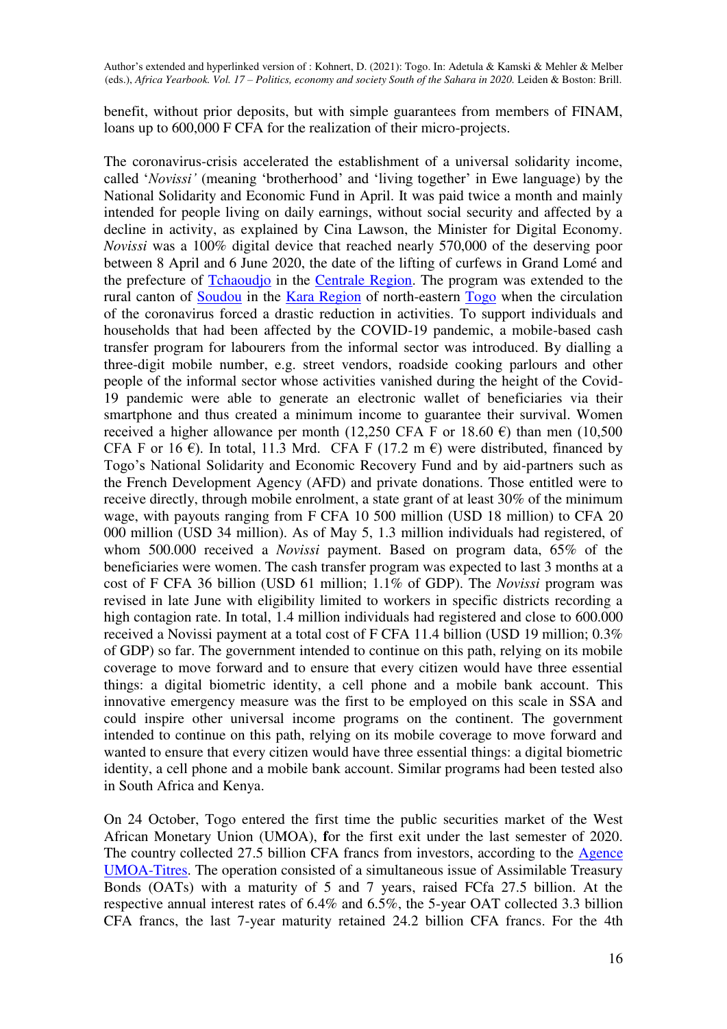benefit, without prior deposits, but with simple guarantees from members of FINAM, loans up to 600,000 F CFA for the realization of their micro-projects.

The coronavirus-crisis accelerated the establishment of a universal solidarity income, called '*Novissi'* (meaning 'brotherhood' and 'living together' in Ewe language) by the National Solidarity and Economic Fund in April. It was paid twice a month and mainly intended for people living on daily earnings, without social security and affected by a decline in activity, as explained by Cina Lawson, the Minister for Digital Economy. *Novissi* was a 100% digital device that reached nearly 570,000 of the deserving poor between 8 April and 6 June 2020, the date of the lifting of curfews in Grand Lomé and the prefecture of Tchaoudjo in the Centrale Region. The program was extended to the rural canton of Soudou in the Kara Region of north-eastern Togo when the circulation of the coronavirus forced a drastic reduction in activities. To support individuals and households that had been affected by the COVID-19 pandemic, a mobile-based cash transfer program for labourers from the informal sector was introduced. By dialling a three-digit mobile number, e.g. street vendors, roadside cooking parlours and other people of the informal sector whose activities vanished during the height of the Covid-19 pandemic were able to generate an electronic wallet of beneficiaries via their smartphone and thus created a minimum income to guarantee their survival. Women received a higher allowance per month (12,250 CFA F or 18.60 €) than men (10,500 CFA F or 16 €). In total, 11.3 Mrd. CFA F (17.2 m €) were distributed, financed by Togo's National Solidarity and Economic Recovery Fund and by aid-partners such as the French Development Agency (AFD) and private donations. Those entitled were to receive directly, through mobile enrolment, a state grant of at least 30% of the minimum wage, with payouts ranging from F CFA 10 500 million (USD 18 million) to CFA 20 000 million (USD 34 million). As of May 5, 1.3 million individuals had registered, of whom 500.000 received a *Novissi* payment. Based on program data, 65% of the beneficiaries were women. The cash transfer program was expected to last 3 months at a cost of F CFA 36 billion (USD 61 million; 1.1% of GDP). The *Novissi* program was revised in late June with eligibility limited to workers in specific districts recording a high contagion rate. In total, 1.4 million individuals had registered and close to 600.000 received a Novissi payment at a total cost of F CFA 11.4 billion (USD 19 million; 0.3% of GDP) so far. The government intended to continue on this path, relying on its mobile coverage to move forward and to ensure that every citizen would have three essential things: a digital biometric identity, a cell phone and a mobile bank account. This innovative emergency measure was the first to be employed on this scale in SSA and could inspire other universal income programs on the continent. The government intended to continue on this path, relying on its mobile coverage to move forward and wanted to ensure that every citizen would have three essential things: a digital biometric identity, a cell phone and a mobile bank account. Similar programs had been tested also in South Africa and Kenya.

On 24 October, Togo entered the first time the public securities market of the West African Monetary Union (UMOA), **f**or the first exit under the last semester of 2020. The country collected 27.5 billion CFA francs from investors, according to the Agence UMOA-Titres. The operation consisted of a simultaneous issue of Assimilable Treasury Bonds (OATs) with a maturity of 5 and 7 years, raised FCfa 27.5 billion. At the respective annual interest rates of 6.4% and 6.5%, the 5-year OAT collected 3.3 billion CFA francs, the last 7-year maturity retained 24.2 billion CFA francs. For the 4th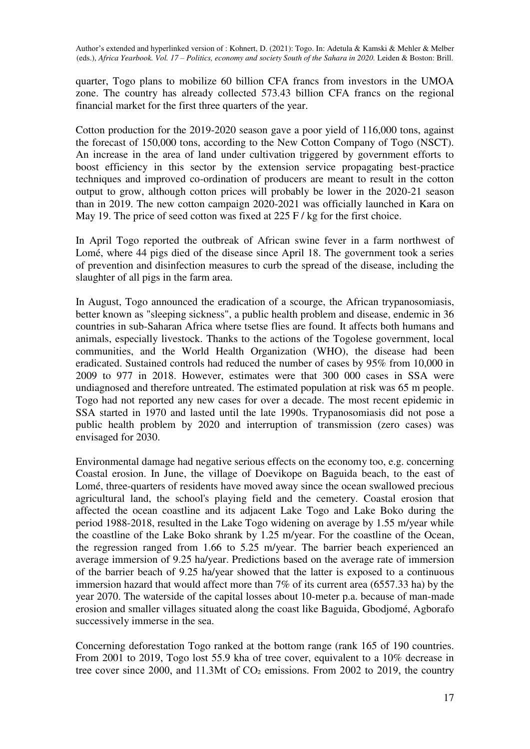quarter, Togo plans to mobilize 60 billion CFA francs from investors in the UMOA zone. The country has already collected 573.43 billion CFA francs on the regional financial market for the first three quarters of the year.

Cotton production for the 2019-2020 season gave a poor yield of 116,000 tons, against the forecast of 150,000 tons, according to the New Cotton Company of Togo (NSCT). An increase in the area of land under cultivation triggered by government efforts to boost efficiency in this sector by the extension service propagating best-practice techniques and improved co-ordination of producers are meant to result in the cotton output to grow, although cotton prices will probably be lower in the 2020-21 season than in 2019. The new cotton campaign 2020-2021 was officially launched in Kara on May 19. The price of seed cotton was fixed at 225 F / kg for the first choice.

In April Togo reported the outbreak of African swine fever in a farm northwest of Lomé, where 44 pigs died of the disease since April 18. The government took a series of prevention and disinfection measures to curb the spread of the disease, including the slaughter of all pigs in the farm area.

In August, Togo announced the eradication of a scourge, the African trypanosomiasis, better known as "sleeping sickness", a public health problem and disease, endemic in 36 countries in sub-Saharan Africa where tsetse flies are found. It affects both humans and animals, especially livestock. Thanks to the actions of the Togolese government, local communities, and the World Health Organization (WHO), the disease had been eradicated. Sustained controls had reduced the number of cases by 95% from 10,000 in 2009 to 977 in 2018. However, estimates were that 300 000 cases in SSA were undiagnosed and therefore untreated. The estimated population at risk was 65 m people. Togo had not reported any new cases for over a decade. The most recent epidemic in SSA started in 1970 and lasted until the late 1990s. Trypanosomiasis did not pose a public health problem by 2020 and interruption of transmission (zero cases) was envisaged for 2030.

Environmental damage had negative serious effects on the economy too, e.g. concerning Coastal erosion. In June, the village of Doevikope on Baguida beach, to the east of Lomé, three-quarters of residents have moved away since the ocean swallowed precious agricultural land, the school's playing field and the cemetery. Coastal erosion that affected the ocean coastline and its adjacent Lake Togo and Lake Boko during the period 1988-2018, resulted in the Lake Togo widening on average by 1.55 m/year while the coastline of the Lake Boko shrank by 1.25 m/year. For the coastline of the Ocean, the regression ranged from 1.66 to 5.25 m/year. The barrier beach experienced an average immersion of 9.25 ha/year. Predictions based on the average rate of immersion of the barrier beach of 9.25 ha/year showed that the latter is exposed to a continuous immersion hazard that would affect more than 7% of its current area (6557.33 ha) by the year 2070. The waterside of the capital losses about 10-meter p.a. because of man-made erosion and smaller villages situated along the coast like Baguida, Gbodjomé, Agborafo successively immerse in the sea.

Concerning deforestation Togo ranked at the bottom range (rank 165 of 190 countries. From 2001 to 2019, Togo lost 55.9 kha of tree cover, equivalent to a 10% decrease in tree cover since 2000, and 11.3Mt of $CO_2$ emissions. From 2002 to 2019, the country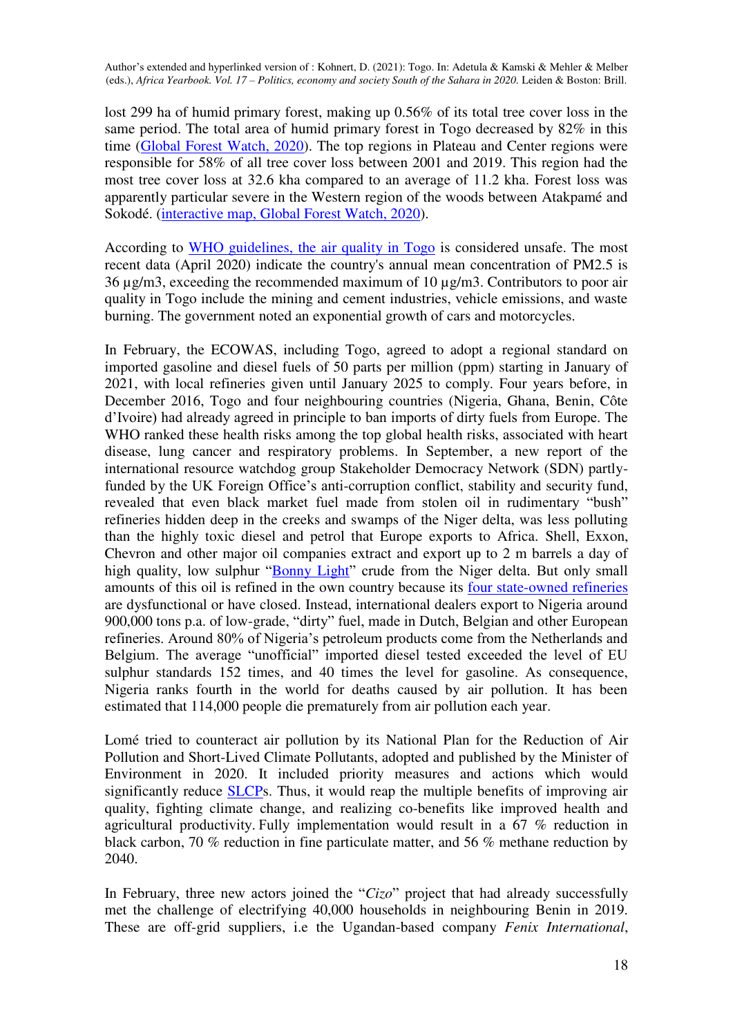lost 299 ha of humid primary forest, making up 0.56% of its total tree cover loss in the same period. The total area of humid primary forest in Togo decreased by 82% in this time ([Global Forest Watch, 2020](#)). The top regions in Plateau and Center regions were responsible for 58% of all tree cover loss between 2001 and 2019. This region had the most tree cover loss at 32.6 kha compared to an average of 11.2 kha. Forest loss was apparently particular severe in the Western region of the woods between Atakpamé and Sokodé. ([interactive map, Global Forest Watch, 2020](#)).

According to [WHO guidelines, the air quality in Togo](#) is considered unsafe. The most recent data (April 2020) indicate the country's annual mean concentration of PM2.5 is 36 µg/m3, exceeding the recommended maximum of 10 µg/m3. Contributors to poor air quality in Togo include the mining and cement industries, vehicle emissions, and waste burning. The government noted an exponential growth of cars and motorcycles.

In February, the ECOWAS, including Togo, agreed to adopt a regional standard on imported gasoline and diesel fuels of 50 parts per million (ppm) starting in January of 2021, with local refineries given until January 2025 to comply. Four years before, in December 2016, Togo and four neighbouring countries (Nigeria, Ghana, Benin, Côte d'Ivoire) had already agreed in principle to ban imports of dirty fuels from Europe. The WHO ranked these health risks among the top global health risks, associated with heart disease, lung cancer and respiratory problems. In September, a new report of the international resource watchdog group Stakeholder Democracy Network (SDN) partly-funded by the UK Foreign Office's anti-corruption conflict, stability and security fund, revealed that even black market fuel made from stolen oil in rudimentary "bush" refineries hidden deep in the creeks and swamps of the Niger delta, was less polluting than the highly toxic diesel and petrol that Europe exports to Africa. Shell, Exxon, Chevron and other major oil companies extract and export up to 2 m barrels a day of high quality, low sulphur "[Bonny Light](#)" crude from the Niger delta. But only small amounts of this oil is refined in the own country because its [four state-owned refineries](#) are dysfunctional or have closed. Instead, international dealers export to Nigeria around 900,000 tons p.a. of low-grade, "dirty" fuel, made in Dutch, Belgian and other European refineries. Around 80% of Nigeria's petroleum products come from the Netherlands and Belgium. The average "unofficial" imported diesel tested exceeded the level of EU sulphur standards 152 times, and 40 times the level for gasoline. As consequence, Nigeria ranks fourth in the world for deaths caused by air pollution. It has been estimated that 114,000 people die prematurely from air pollution each year.

Lomé tried to counteract air pollution by its National Plan for the Reduction of Air Pollution and Short-Lived Climate Pollutants, adopted and published by the Minister of Environment in 2020. It included priority measures and actions which would significantly reduce [SLCP](#)s. Thus, it would reap the multiple benefits of improving air quality, fighting climate change, and realizing co-benefits like improved health and agricultural productivity. Fully implementation would result in a 67 % reduction in black carbon, 70 % reduction in fine particulate matter, and 56 % methane reduction by 2040.

In February, three new actors joined the "*Cizo*" project that had already successfully met the challenge of electrifying 40,000 households in neighbouring Benin in 2019. These are off-grid suppliers, i.e the Ugandan-based company *Fenix International*,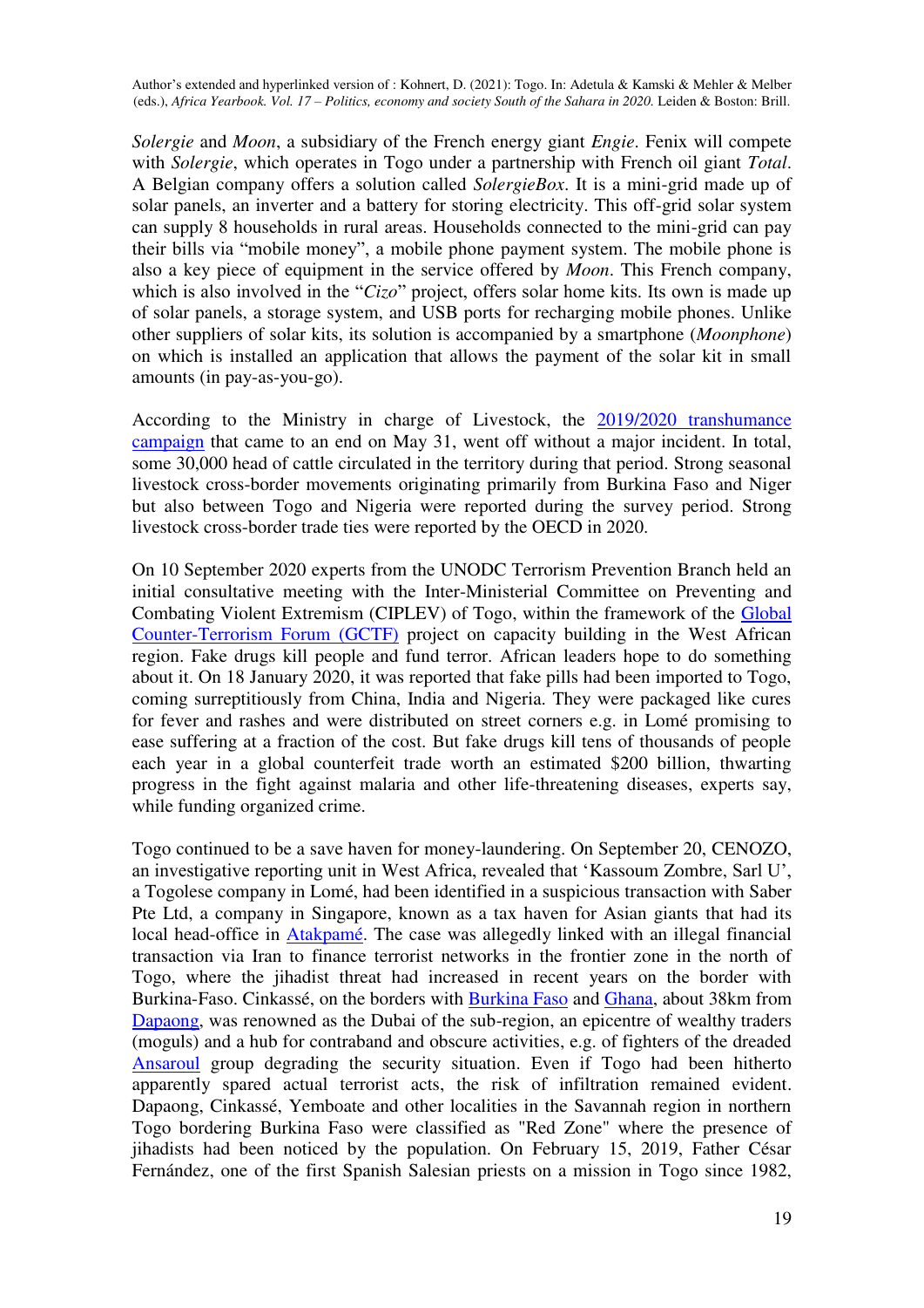*Solergie* and *Moon*, a subsidiary of the French energy giant *Engie*. Fenix will compete with *Solergie*, which operates in Togo under a partnership with French oil giant *Total*. A Belgian company offers a solution called *SolergieBox*. It is a mini-grid made up of solar panels, an inverter and a battery for storing electricity. This off-grid solar system can supply 8 households in rural areas. Households connected to the mini-grid can pay their bills via "mobile money", a mobile phone payment system. The mobile phone is also a key piece of equipment in the service offered by *Moon*. This French company, which is also involved in the "*Cizo*" project, offers solar home kits. Its own is made up of solar panels, a storage system, and USB ports for recharging mobile phones. Unlike other suppliers of solar kits, its solution is accompanied by a smartphone (*Moonphone*) on which is installed an application that allows the payment of the solar kit in small amounts (in pay-as-you-go).

According to the Ministry in charge of Livestock, the 2019/2020 transhumance campaign that came to an end on May 31, went off without a major incident. In total, some 30,000 head of cattle circulated in the territory during that period. Strong seasonal livestock cross-border movements originating primarily from Burkina Faso and Niger but also between Togo and Nigeria were reported during the survey period. Strong livestock cross-border trade ties were reported by the OECD in 2020.

On 10 September 2020 experts from the UNODC Terrorism Prevention Branch held an initial consultative meeting with the Inter-Ministerial Committee on Preventing and Combating Violent Extremism (CIPLEV) of Togo, within the framework of the Global Counter-Terrorism Forum (GCTF) project on capacity building in the West African region. Fake drugs kill people and fund terror. African leaders hope to do something about it. On 18 January 2020, it was reported that fake pills had been imported to Togo, coming surreptitiously from China, India and Nigeria. They were packaged like cures for fever and rashes and were distributed on street corners e.g. in Lomé promising to ease suffering at a fraction of the cost. But fake drugs kill tens of thousands of people each year in a global counterfeit trade worth an estimated $200 billion, thwarting progress in the fight against malaria and other life-threatening diseases, experts say, while funding organized crime.

Togo continued to be a save haven for money-laundering. On September 20, CENOZO, an investigative reporting unit in West Africa, revealed that 'Kassoum Zombre, Sarl U', a Togolese company in Lomé, had been identified in a suspicious transaction with Saber Pte Ltd, a company in Singapore, known as a tax haven for Asian giants that had its local head-office in Atakpamé. The case was allegedly linked with an illegal financial transaction via Iran to finance terrorist networks in the frontier zone in the north of Togo, where the jihadist threat had increased in recent years on the border with Burkina-Faso. Cinkassé, on the borders with Burkina Faso and Ghana, about 38km from Dapaong, was renowned as the Dubai of the sub-region, an epicentre of wealthy traders (moguls) and a hub for contraband and obscure activities, e.g. of fighters of the dreaded Ansaroul group degrading the security situation. Even if Togo had been hitherto apparently spared actual terrorist acts, the risk of infiltration remained evident. Dapaong, Cinkassé, Yemboate and other localities in the Savannah region in northern Togo bordering Burkina Faso were classified as "Red Zone" where the presence of jihadists had been noticed by the population. On February 15, 2019, Father César Fernández, one of the first Spanish Salesian priests on a mission in Togo since 1982,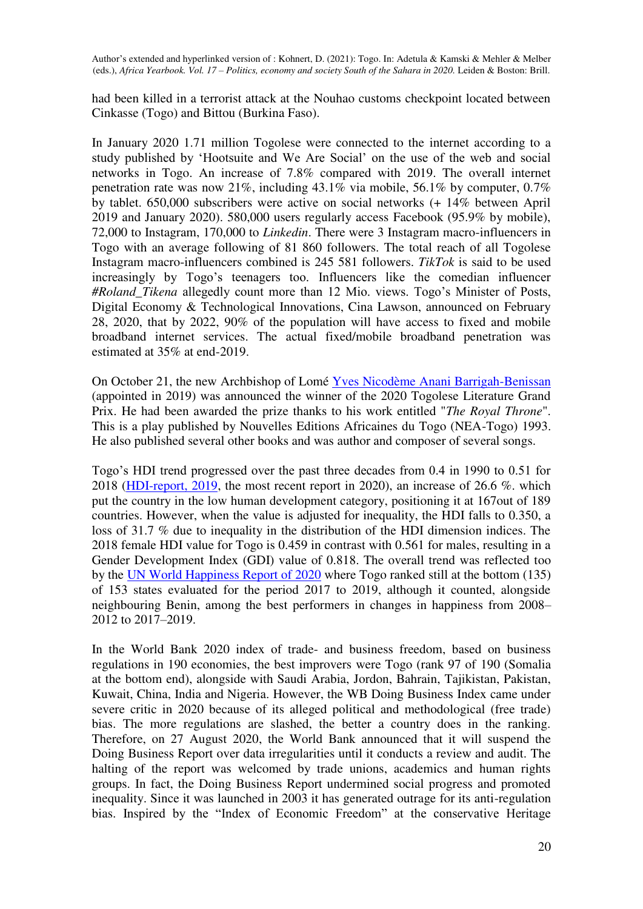had been killed in a terrorist attack at the Nouhao customs checkpoint located between Cinkasse (Togo) and Bittou (Burkina Faso).

In January 2020 1.71 million Togolese were connected to the internet according to a study published by 'Hootsuite and We Are Social' on the use of the web and social networks in Togo. An increase of 7.8% compared with 2019. The overall internet penetration rate was now 21%, including 43.1% via mobile, 56.1% by computer, 0.7% by tablet. 650,000 subscribers were active on social networks (+ 14% between April 2019 and January 2020). 580,000 users regularly access Facebook (95.9% by mobile), 72,000 to Instagram, 170,000 to *Linkedin*. There were 3 Instagram macro-influencers in Togo with an average following of 81 860 followers. The total reach of all Togolese Instagram macro-influencers combined is 245 581 followers. *TikTok* is said to be used increasingly by Togo's teenagers too. Influencers like the comedian influencer *#Roland_Tikena* allegedly count more than 12 Mio. views. Togo's Minister of Posts, Digital Economy & Technological Innovations, Cina Lawson, announced on February 28, 2020, that by 2022, 90% of the population will have access to fixed and mobile broadband internet services. The actual fixed/mobile broadband penetration was estimated at 35% at end-2019.

On October 21, the new Archbishop of Lomé Yves Nicodème Anani Barrigah-Benissan (appointed in 2019) was announced the winner of the 2020 Togolese Literature Grand Prix. He had been awarded the prize thanks to his work entitled "*The Royal Throne*". This is a play published by Nouvelles Editions Africaines du Togo (NEA-Togo) 1993. He also published several other books and was author and composer of several songs.

Togo's HDI trend progressed over the past three decades from 0.4 in 1990 to 0.51 for 2018 (HDI-report, 2019, the most recent report in 2020), an increase of 26.6 %. which put the country in the low human development category, positioning it at 167out of 189 countries. However, when the value is adjusted for inequality, the HDI falls to 0.350, a loss of 31.7 % due to inequality in the distribution of the HDI dimension indices. The 2018 female HDI value for Togo is 0.459 in contrast with 0.561 for males, resulting in a Gender Development Index (GDI) value of 0.818. The overall trend was reflected too by the UN World Happiness Report of 2020 where Togo ranked still at the bottom (135) of 153 states evaluated for the period 2017 to 2019, although it counted, alongside neighbouring Benin, among the best performers in changes in happiness from 2008–2012 to 2017–2019.

In the World Bank 2020 index of trade- and business freedom, based on business regulations in 190 economies, the best improvers were Togo (rank 97 of 190 (Somalia at the bottom end), alongside with Saudi Arabia, Jordon, Bahrain, Tajikistan, Pakistan, Kuwait, China, India and Nigeria. However, the WB Doing Business Index came under severe critic in 2020 because of its alleged political and methodological (free trade) bias. The more regulations are slashed, the better a country does in the ranking. Therefore, on 27 August 2020, the World Bank announced that it will suspend the Doing Business Report over data irregularities until it conducts a review and audit. The halting of the report was welcomed by trade unions, academics and human rights groups. In fact, the Doing Business Report undermined social progress and promoted inequality. Since it was launched in 2003 it has generated outrage for its anti-regulation bias. Inspired by the "Index of Economic Freedom" at the conservative Heritage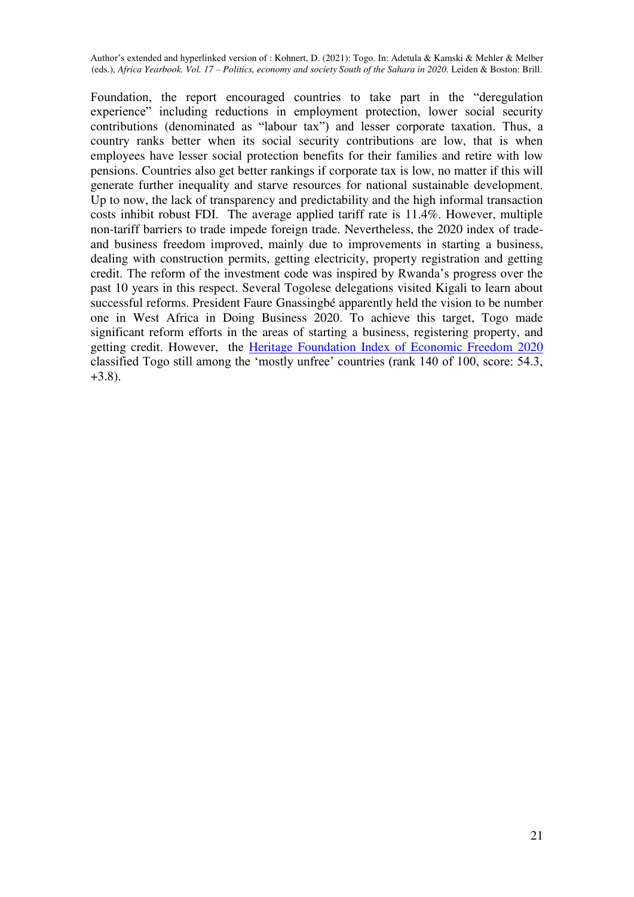Foundation, the report encouraged countries to take part in the "deregulation experience" including reductions in employment protection, lower social security contributions (denominated as "labour tax") and lesser corporate taxation. Thus, a country ranks better when its social security contributions are low, that is when employees have lesser social protection benefits for their families and retire with low pensions. Countries also get better rankings if corporate tax is low, no matter if this will generate further inequality and starve resources for national sustainable development. Up to now, the lack of transparency and predictability and the high informal transaction costs inhibit robust FDI. The average applied tariff rate is 11.4%. However, multiple non-tariff barriers to trade impede foreign trade. Nevertheless, the 2020 index of trade- and business freedom improved, mainly due to improvements in starting a business, dealing with construction permits, getting electricity, property registration and getting credit. The reform of the investment code was inspired by Rwanda's progress over the past 10 years in this respect. Several Togolese delegations visited Kigali to learn about successful reforms. President Faure Gnassingbé apparently held the vision to be number one in West Africa in Doing Business 2020. To achieve this target, Togo made significant reform efforts in the areas of starting a business, registering property, and getting credit. However, the Heritage Foundation Index of Economic Freedom 2020 classified Togo still among the 'mostly unfree' countries (rank 140 of 100, score: 54.3, +3.8).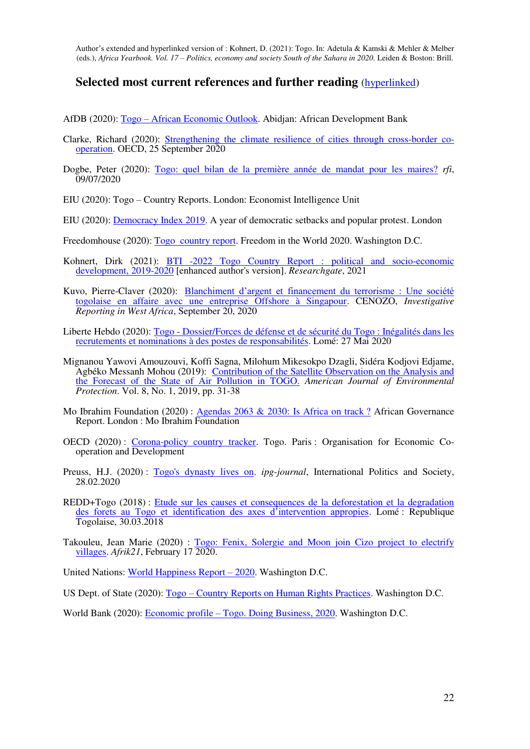Author's extended and hyperlinked version of : Kohnert, D. (2021): Togo. In: Adetula & Kamski & Mehler & Melber (eds.), *Africa Yearbook. Vol. 17 – Politics, economy and society South of the Sahara in 2020.* Leiden & Boston: Brill.

## Selected most current references and further reading (hyperlinked)

AfDB (2020): Togo – African Economic Outlook. Abidjan: African Development Bank

Clarke, Richard (2020): Strengthening the climate resilience of cities through cross-border co-operation. OECD, 25 September 2020

Dogbe, Peter (2020): Togo: quel bilan de la première année de mandat pour les maires? *rfi*, 09/07/2020

EIU (2020): Togo – Country Reports. London: Economist Intelligence Unit

EIU (2020): Democracy Index 2019. A year of democratic setbacks and popular protest. London

Freedomhouse (2020): Togo country report. Freedom in the World 2020. Washington D.C.

Kohnert, Dirk (2021): BTI -2022 Togo Country Report : political and socio-economic development, 2019-2020 [enhanced author's version]. *Researchgate*, 2021

Kuvo, Pierre-Claver (2020): Blanchiment d'argent et financement du terrorisme : Une société togolaise en affaire avec une entreprise Offshore à Singapour. CENOZO, *Investigative Reporting in West Africa*, September 20, 2020

Liberte Hebdo (2020): Togo - Dossier/Forces de défense et de sécurité du Togo : Inégalités dans les recrutements et nominations à des postes de responsabilités. Lomé: 27 Mai 2020

Mignanou Yawovi Amouzouvi, Koffi Sagna, Milohum Mikesokpo Dzagli, Sidéra Kodjovi Edjame, Agbéko Messanh Mohou (2019): Contribution of the Satellite Observation on the Analysis and the Forecast of the State of Air Pollution in TOGO. *American Journal of Environmental Protection*. Vol. 8, No. 1, 2019, pp. 31-38

Mo Ibrahim Foundation (2020) : Agendas 2063 & 2030: Is Africa on track ? African Governance Report. London : Mo Ibrahim Foundation

OECD (2020) : Corona-policy country tracker. Togo. Paris : Organisation for Economic Co-operation and Development

Preuss, H.J. (2020) : Togo's dynasty lives on. *ipg-journal*, International Politics and Society, 28.02.2020

REDD+Togo (2018) : Etude sur les causes et consequences de la deforestation et la degradation des forets au Togo et identification des axes d'intervention appropies. Lomé : Republique Togolaise, 30.03.2018

Takouleu, Jean Marie (2020) : Togo: Fenix, Solergie and Moon join Cizo project to electrify villages. *Afrik21*, February 17 2020.

United Nations: World Happiness Report – 2020. Washington D.C.

US Dept. of State (2020): Togo – Country Reports on Human Rights Practices. Washington D.C.

World Bank (2020): Economic profile – Togo. Doing Business, 2020. Washington D.C.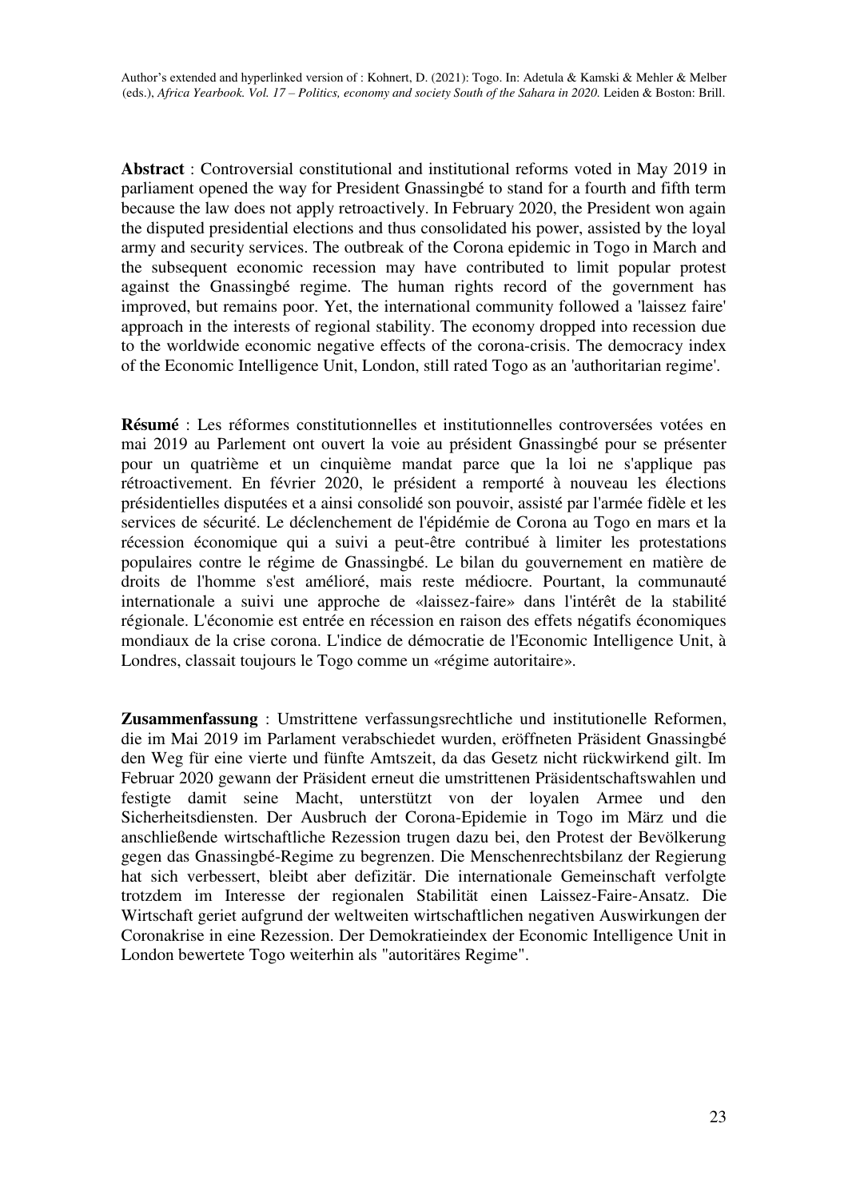**Abstract** : Controversial constitutional and institutional reforms voted in May 2019 in parliament opened the way for President Gnassingbé to stand for a fourth and fifth term because the law does not apply retroactively. In February 2020, the President won again the disputed presidential elections and thus consolidated his power, assisted by the loyal army and security services. The outbreak of the Corona epidemic in Togo in March and the subsequent economic recession may have contributed to limit popular protest against the Gnassingbé regime. The human rights record of the government has improved, but remains poor. Yet, the international community followed a 'laissez faire' approach in the interests of regional stability. The economy dropped into recession due to the worldwide economic negative effects of the corona-crisis. The democracy index of the Economic Intelligence Unit, London, still rated Togo as an 'authoritarian regime'.

**Résumé** : Les réformes constitutionnelles et institutionnelles controversées votées en mai 2019 au Parlement ont ouvert la voie au président Gnassingbé pour se présenter pour un quatrième et un cinquième mandat parce que la loi ne s'applique pas rétroactivement. En février 2020, le président a remporté à nouveau les élections présidentielles disputées et a ainsi consolidé son pouvoir, assisté par l'armée fidèle et les services de sécurité. Le déclenchement de l'épidémie de Corona au Togo en mars et la récession économique qui a suivi a peut-être contribué à limiter les protestations populaires contre le régime de Gnassingbé. Le bilan du gouvernement en matière de droits de l'homme s'est amélioré, mais reste médiocre. Pourtant, la communauté internationale a suivi une approche de «laissez-faire» dans l'intérêt de la stabilité régionale. L'économie est entrée en récession en raison des effets négatifs économiques mondiaux de la crise corona. L'indice de démocratie de l'Economic Intelligence Unit, à Londres, classait toujours le Togo comme un «régime autoritaire».

**Zusammenfassung** : Umstrittene verfassungsrechtliche und institutionelle Reformen, die im Mai 2019 im Parlament verabschiedet wurden, eröffneten Präsident Gnassingbé den Weg für eine vierte und fünfte Amtszeit, da das Gesetz nicht rückwirkend gilt. Im Februar 2020 gewann der Präsident erneut die umstrittenen Präsidentschaftswahlen und festigte damit seine Macht, unterstützt von der loyalen Armee und den Sicherheitsdiensten. Der Ausbruch der Corona-Epidemie in Togo im März und die anschließende wirtschaftliche Rezession trugen dazu bei, den Protest der Bevölkerung gegen das Gnassingbé-Regime zu begrenzen. Die Menschenrechtsbilanz der Regierung hat sich verbessert, bleibt aber defizitär. Die internationale Gemeinschaft verfolgte trotzdem im Interesse der regionalen Stabilität einen Laissez-Faire-Ansatz. Die Wirtschaft geriet aufgrund der weltweiten wirtschaftlichen negativen Auswirkungen der Coronakrise in eine Rezession. Der Demokratieindex der Economic Intelligence Unit in London bewertete Togo weiterhin als "autoritäres Regime".